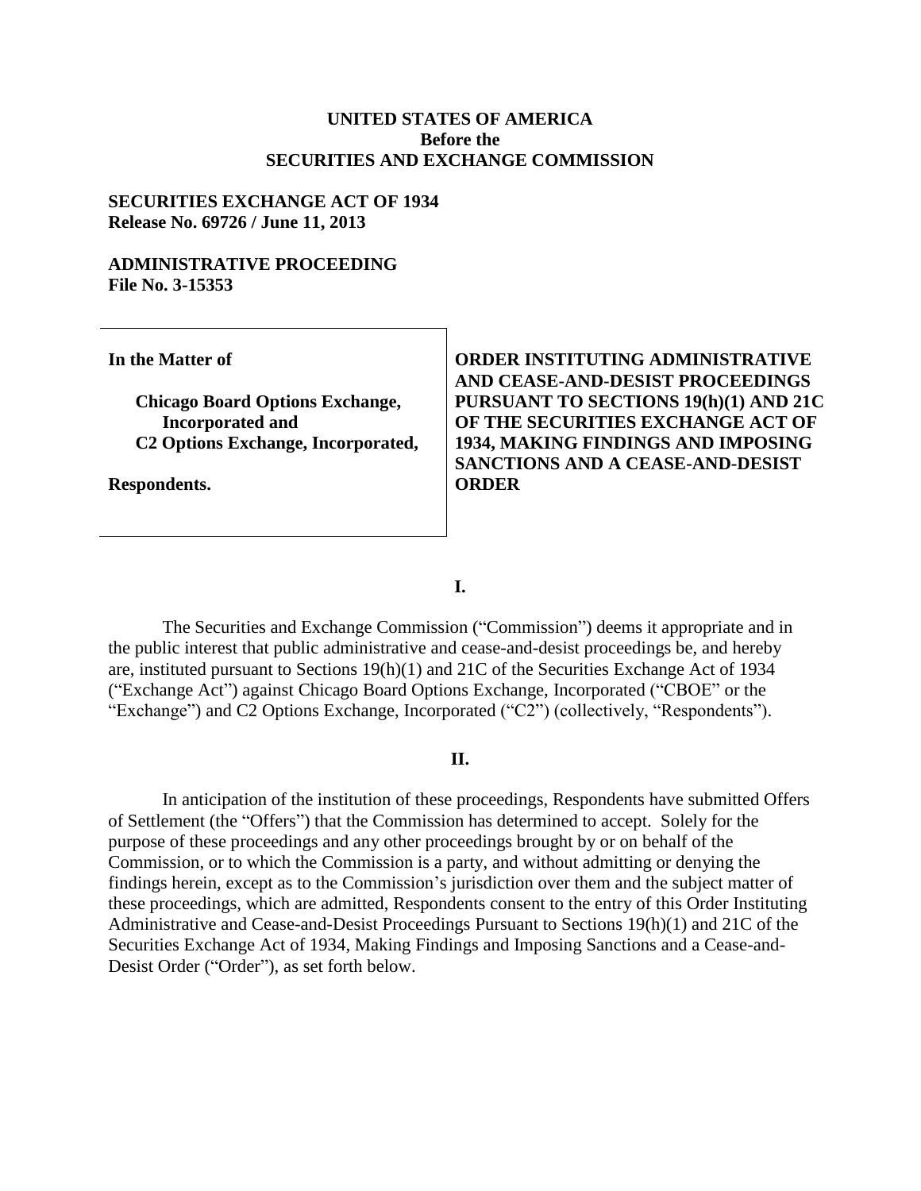**UNITED STATES OF AMERICA**
**Before the**
**SECURITIES AND EXCHANGE COMMISSION**

**SECURITIES EXCHANGE ACT OF 1934**
**Release No. 69726 / June 11, 2013**

**ADMINISTRATIVE PROCEEDING**
**File No. 3-15353**

| | |
|---|---|
| **In the Matter of**<br><br>**Chicago Board Options Exchange, Incorporated and C2 Options Exchange, Incorporated,**<br><br>**Respondents.** | **ORDER INSTITUTING ADMINISTRATIVE AND CEASE-AND-DESIST PROCEEDINGS PURSUANT TO SECTIONS 19(h)(1) AND 21C OF THE SECURITIES EXCHANGE ACT OF 1934, MAKING FINDINGS AND IMPOSING SANCTIONS AND A CEASE-AND-DESIST ORDER** |

## I.

The Securities and Exchange Commission ("Commission") deems it appropriate and in the public interest that public administrative and cease-and-desist proceedings be, and hereby are, instituted pursuant to Sections 19(h)(1) and 21C of the Securities Exchange Act of 1934 ("Exchange Act") against Chicago Board Options Exchange, Incorporated ("CBOE" or the "Exchange") and C2 Options Exchange, Incorporated ("C2") (collectively, "Respondents").

## II.

In anticipation of the institution of these proceedings, Respondents have submitted Offers of Settlement (the "Offers") that the Commission has determined to accept. Solely for the purpose of these proceedings and any other proceedings brought by or on behalf of the Commission, or to which the Commission is a party, and without admitting or denying the findings herein, except as to the Commission's jurisdiction over them and the subject matter of these proceedings, which are admitted, Respondents consent to the entry of this Order Instituting Administrative and Cease-and-Desist Proceedings Pursuant to Sections 19(h)(1) and 21C of the Securities Exchange Act of 1934, Making Findings and Imposing Sanctions and a Cease-and-Desist Order ("Order"), as set forth below.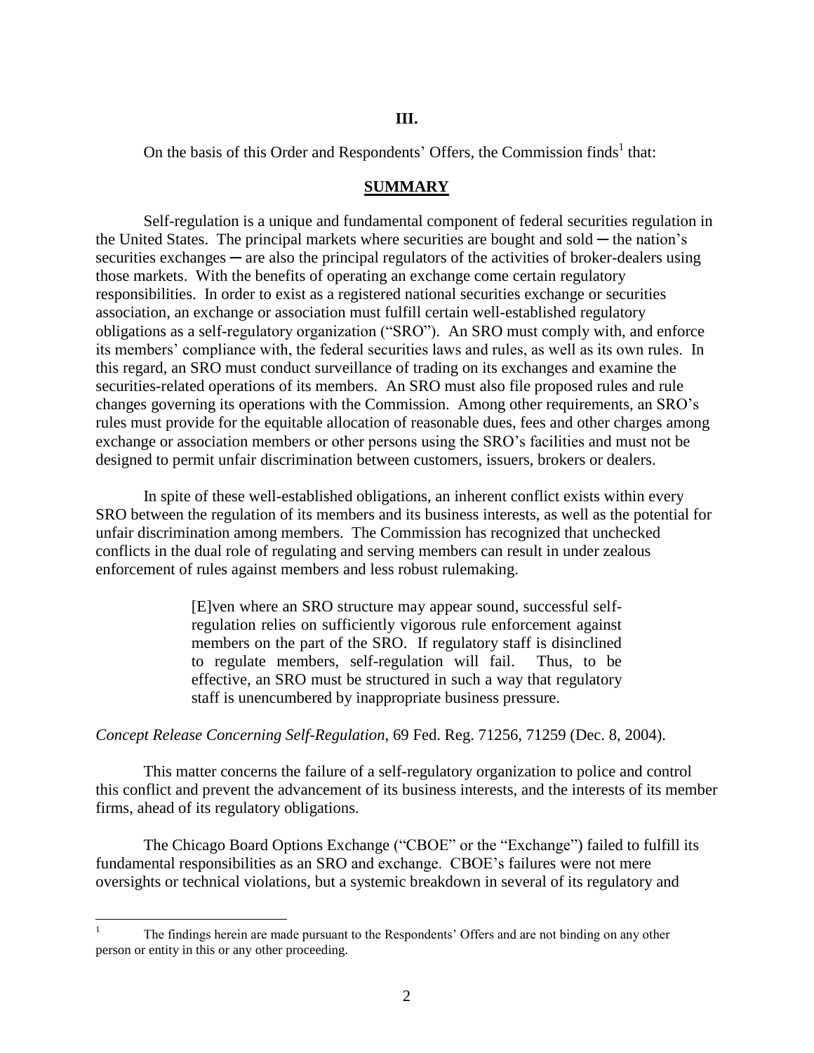**III.**

On the basis of this Order and Respondents' Offers, the Commission finds[1] that:

**SUMMARY**

Self-regulation is a unique and fundamental component of federal securities regulation in the United States. The principal markets where securities are bought and sold ─ the nation's securities exchanges ─ are also the principal regulators of the activities of broker-dealers using those markets. With the benefits of operating an exchange come certain regulatory responsibilities. In order to exist as a registered national securities exchange or securities association, an exchange or association must fulfill certain well-established regulatory obligations as a self-regulatory organization ("SRO"). An SRO must comply with, and enforce its members' compliance with, the federal securities laws and rules, as well as its own rules. In this regard, an SRO must conduct surveillance of trading on its exchanges and examine the securities-related operations of its members. An SRO must also file proposed rules and rule changes governing its operations with the Commission. Among other requirements, an SRO's rules must provide for the equitable allocation of reasonable dues, fees and other charges among exchange or association members or other persons using the SRO's facilities and must not be designed to permit unfair discrimination between customers, issuers, brokers or dealers.

In spite of these well-established obligations, an inherent conflict exists within every SRO between the regulation of its members and its business interests, as well as the potential for unfair discrimination among members. The Commission has recognized that unchecked conflicts in the dual role of regulating and serving members can result in under zealous enforcement of rules against members and less robust rulemaking.

> [E]ven where an SRO structure may appear sound, successful self-regulation relies on sufficiently vigorous rule enforcement against members on the part of the SRO. If regulatory staff is disinclined to regulate members, self-regulation will fail. Thus, to be effective, an SRO must be structured in such a way that regulatory staff is unencumbered by inappropriate business pressure.

*Concept Release Concerning Self-Regulation*, 69 Fed. Reg. 71256, 71259 (Dec. 8, 2004).

This matter concerns the failure of a self-regulatory organization to police and control this conflict and prevent the advancement of its business interests, and the interests of its member firms, ahead of its regulatory obligations.

The Chicago Board Options Exchange ("CBOE" or the "Exchange") failed to fulfill its fundamental responsibilities as an SRO and exchange. CBOE's failures were not mere oversights or technical violations, but a systemic breakdown in several of its regulatory and

[1] The findings herein are made pursuant to the Respondents' Offers and are not binding on any other person or entity in this or any other proceeding.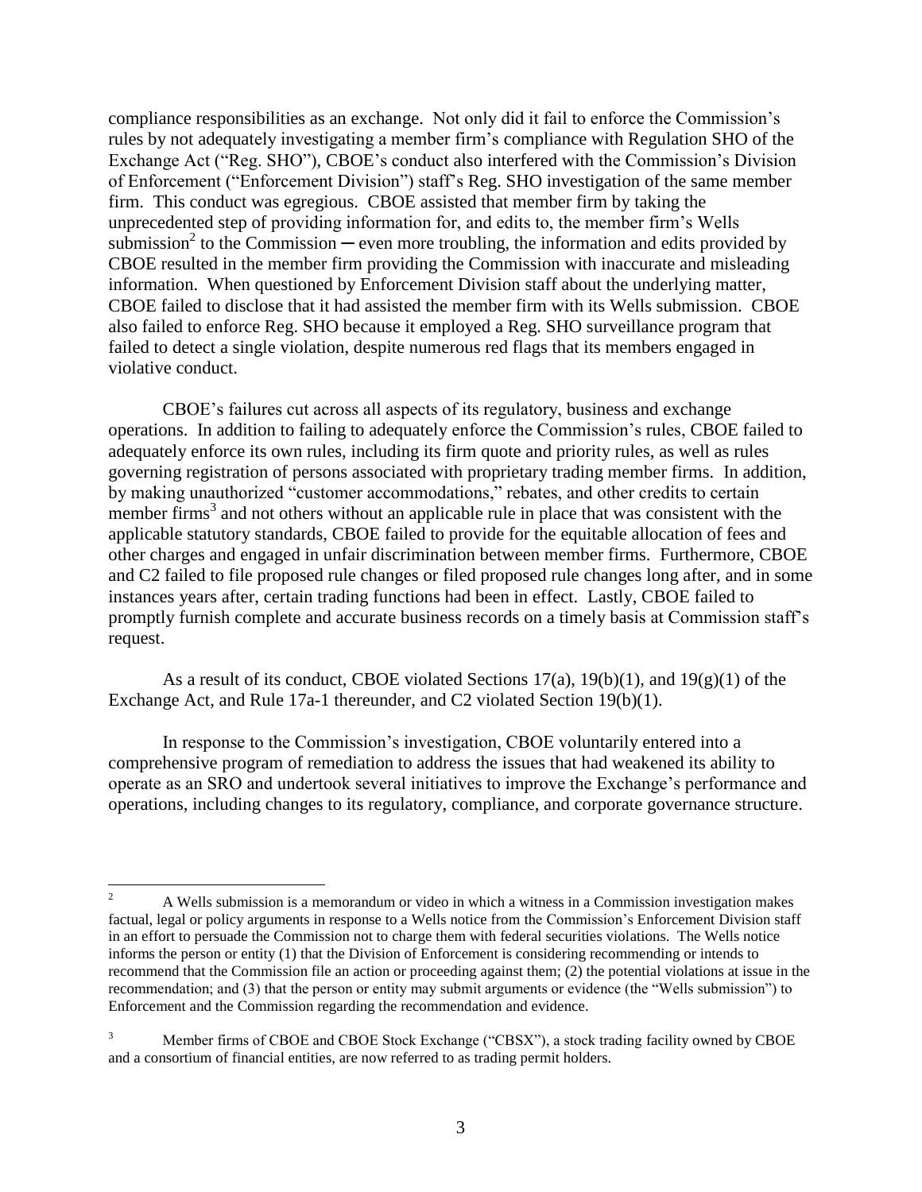compliance responsibilities as an exchange. Not only did it fail to enforce the Commission's rules by not adequately investigating a member firm's compliance with Regulation SHO of the Exchange Act ("Reg. SHO"), CBOE's conduct also interfered with the Commission's Division of Enforcement ("Enforcement Division") staff's Reg. SHO investigation of the same member firm. This conduct was egregious. CBOE assisted that member firm by taking the unprecedented step of providing information for, and edits to, the member firm's Wells submission[2] to the Commission ─ even more troubling, the information and edits provided by CBOE resulted in the member firm providing the Commission with inaccurate and misleading information. When questioned by Enforcement Division staff about the underlying matter, CBOE failed to disclose that it had assisted the member firm with its Wells submission. CBOE also failed to enforce Reg. SHO because it employed a Reg. SHO surveillance program that failed to detect a single violation, despite numerous red flags that its members engaged in violative conduct.

CBOE's failures cut across all aspects of its regulatory, business and exchange operations. In addition to failing to adequately enforce the Commission's rules, CBOE failed to adequately enforce its own rules, including its firm quote and priority rules, as well as rules governing registration of persons associated with proprietary trading member firms. In addition, by making unauthorized "customer accommodations," rebates, and other credits to certain member firms[3] and not others without an applicable rule in place that was consistent with the applicable statutory standards, CBOE failed to provide for the equitable allocation of fees and other charges and engaged in unfair discrimination between member firms. Furthermore, CBOE and C2 failed to file proposed rule changes or filed proposed rule changes long after, and in some instances years after, certain trading functions had been in effect. Lastly, CBOE failed to promptly furnish complete and accurate business records on a timely basis at Commission staff's request.

As a result of its conduct, CBOE violated Sections 17(a), 19(b)(1), and 19(g)(1) of the Exchange Act, and Rule 17a-1 thereunder, and C2 violated Section 19(b)(1).

In response to the Commission's investigation, CBOE voluntarily entered into a comprehensive program of remediation to address the issues that had weakened its ability to operate as an SRO and undertook several initiatives to improve the Exchange's performance and operations, including changes to its regulatory, compliance, and corporate governance structure.

---

[2] A Wells submission is a memorandum or video in which a witness in a Commission investigation makes factual, legal or policy arguments in response to a Wells notice from the Commission's Enforcement Division staff in an effort to persuade the Commission not to charge them with federal securities violations. The Wells notice informs the person or entity (1) that the Division of Enforcement is considering recommending or intends to recommend that the Commission file an action or proceeding against them; (2) the potential violations at issue in the recommendation; and (3) that the person or entity may submit arguments or evidence (the "Wells submission") to Enforcement and the Commission regarding the recommendation and evidence.

[3] Member firms of CBOE and CBOE Stock Exchange ("CBSX"), a stock trading facility owned by CBOE and a consortium of financial entities, are now referred to as trading permit holders.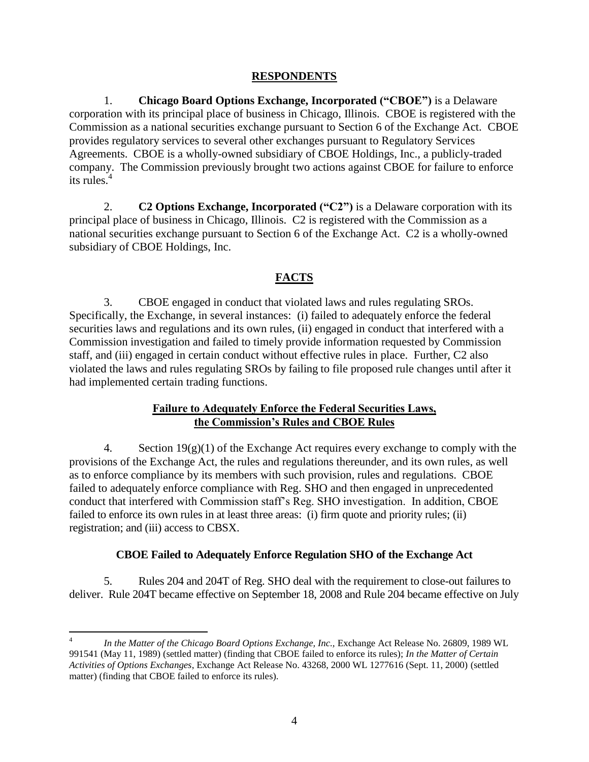## RESPONDENTS

1. **Chicago Board Options Exchange, Incorporated ("CBOE")** is a Delaware corporation with its principal place of business in Chicago, Illinois. CBOE is registered with the Commission as a national securities exchange pursuant to Section 6 of the Exchange Act. CBOE provides regulatory services to several other exchanges pursuant to Regulatory Services Agreements. CBOE is a wholly-owned subsidiary of CBOE Holdings, Inc., a publicly-traded company. The Commission previously brought two actions against CBOE for failure to enforce its rules.[4]

2. **C2 Options Exchange, Incorporated ("C2")** is a Delaware corporation with its principal place of business in Chicago, Illinois. C2 is registered with the Commission as a national securities exchange pursuant to Section 6 of the Exchange Act. C2 is a wholly-owned subsidiary of CBOE Holdings, Inc.

## FACTS

3. CBOE engaged in conduct that violated laws and rules regulating SROs. Specifically, the Exchange, in several instances: (i) failed to adequately enforce the federal securities laws and regulations and its own rules, (ii) engaged in conduct that interfered with a Commission investigation and failed to timely provide information requested by Commission staff, and (iii) engaged in certain conduct without effective rules in place. Further, C2 also violated the laws and rules regulating SROs by failing to file proposed rule changes until after it had implemented certain trading functions.

### Failure to Adequately Enforce the Federal Securities Laws, the Commission's Rules and CBOE Rules

4. Section 19(g)(1) of the Exchange Act requires every exchange to comply with the provisions of the Exchange Act, the rules and regulations thereunder, and its own rules, as well as to enforce compliance by its members with such provision, rules and regulations. CBOE failed to adequately enforce compliance with Reg. SHO and then engaged in unprecedented conduct that interfered with Commission staff's Reg. SHO investigation. In addition, CBOE failed to enforce its own rules in at least three areas: (i) firm quote and priority rules; (ii) registration; and (iii) access to CBSX.

#### CBOE Failed to Adequately Enforce Regulation SHO of the Exchange Act

5. Rules 204 and 204T of Reg. SHO deal with the requirement to close-out failures to deliver. Rule 204T became effective on September 18, 2008 and Rule 204 became effective on July

---

[4] *In the Matter of the Chicago Board Options Exchange, Inc.*, Exchange Act Release No. 26809, 1989 WL 991541 (May 11, 1989) (settled matter) (finding that CBOE failed to enforce its rules); *In the Matter of Certain Activities of Options Exchanges*, Exchange Act Release No. 43268, 2000 WL 1277616 (Sept. 11, 2000) (settled matter) (finding that CBOE failed to enforce its rules).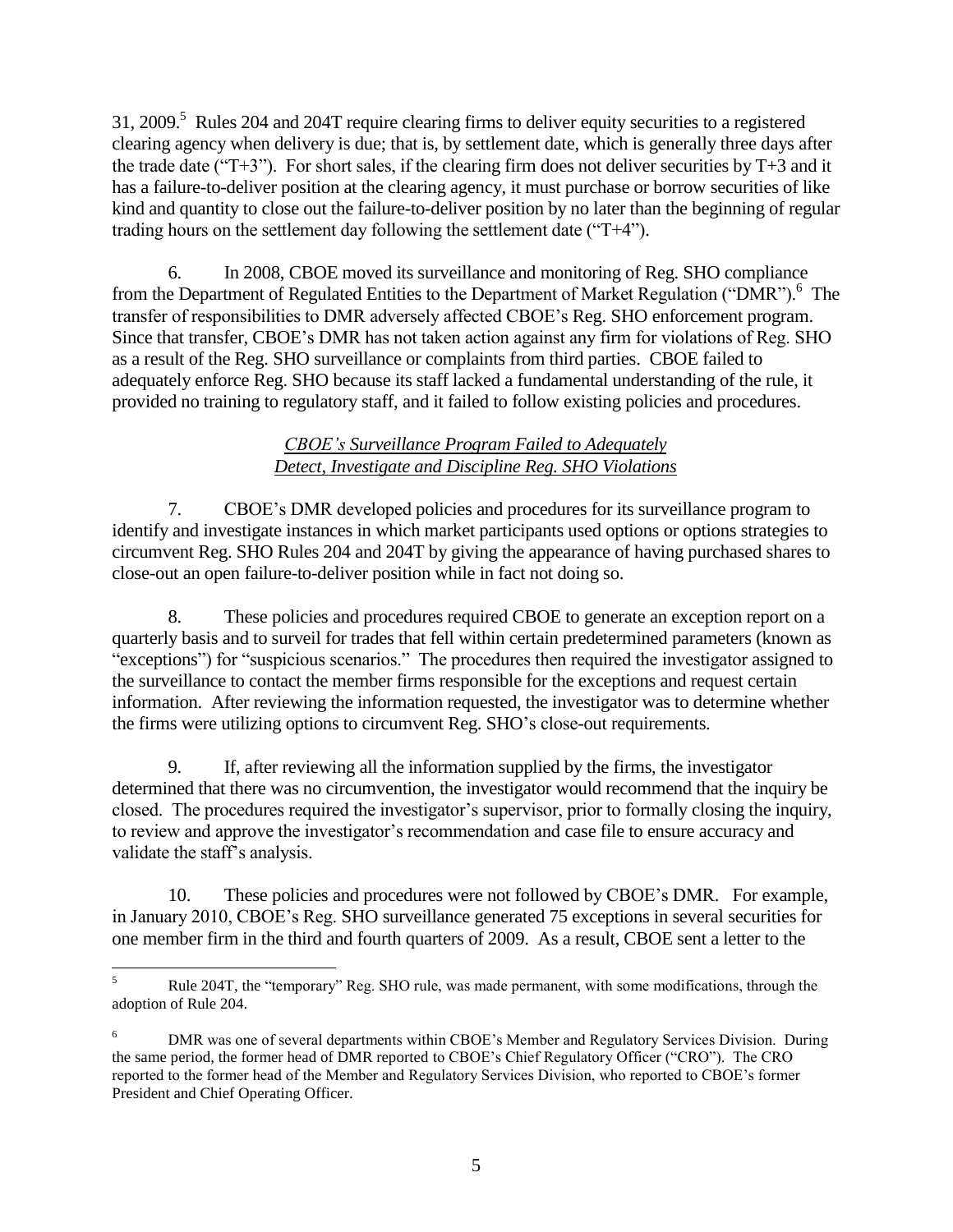31, 2009.[5] Rules 204 and 204T require clearing firms to deliver equity securities to a registered clearing agency when delivery is due; that is, by settlement date, which is generally three days after the trade date ("T+3"). For short sales, if the clearing firm does not deliver securities by T+3 and it has a failure-to-deliver position at the clearing agency, it must purchase or borrow securities of like kind and quantity to close out the failure-to-deliver position by no later than the beginning of regular trading hours on the settlement day following the settlement date ("T+4").

6. In 2008, CBOE moved its surveillance and monitoring of Reg. SHO compliance from the Department of Regulated Entities to the Department of Market Regulation ("DMR").[6] The transfer of responsibilities to DMR adversely affected CBOE's Reg. SHO enforcement program. Since that transfer, CBOE's DMR has not taken action against any firm for violations of Reg. SHO as a result of the Reg. SHO surveillance or complaints from third parties. CBOE failed to adequately enforce Reg. SHO because its staff lacked a fundamental understanding of the rule, it provided no training to regulatory staff, and it failed to follow existing policies and procedures.

*CBOE's Surveillance Program Failed to Adequately Detect, Investigate and Discipline Reg. SHO Violations*

7. CBOE's DMR developed policies and procedures for its surveillance program to identify and investigate instances in which market participants used options or options strategies to circumvent Reg. SHO Rules 204 and 204T by giving the appearance of having purchased shares to close-out an open failure-to-deliver position while in fact not doing so.

8. These policies and procedures required CBOE to generate an exception report on a quarterly basis and to surveil for trades that fell within certain predetermined parameters (known as "exceptions") for "suspicious scenarios." The procedures then required the investigator assigned to the surveillance to contact the member firms responsible for the exceptions and request certain information. After reviewing the information requested, the investigator was to determine whether the firms were utilizing options to circumvent Reg. SHO's close-out requirements.

9. If, after reviewing all the information supplied by the firms, the investigator determined that there was no circumvention, the investigator would recommend that the inquiry be closed. The procedures required the investigator's supervisor, prior to formally closing the inquiry, to review and approve the investigator's recommendation and case file to ensure accuracy and validate the staff's analysis.

10. These policies and procedures were not followed by CBOE's DMR. For example, in January 2010, CBOE's Reg. SHO surveillance generated 75 exceptions in several securities for one member firm in the third and fourth quarters of 2009. As a result, CBOE sent a letter to the

---

[5] Rule 204T, the "temporary" Reg. SHO rule, was made permanent, with some modifications, through the adoption of Rule 204.

[6] DMR was one of several departments within CBOE's Member and Regulatory Services Division. During the same period, the former head of DMR reported to CBOE's Chief Regulatory Officer ("CRO"). The CRO reported to the former head of the Member and Regulatory Services Division, who reported to CBOE's former President and Chief Operating Officer.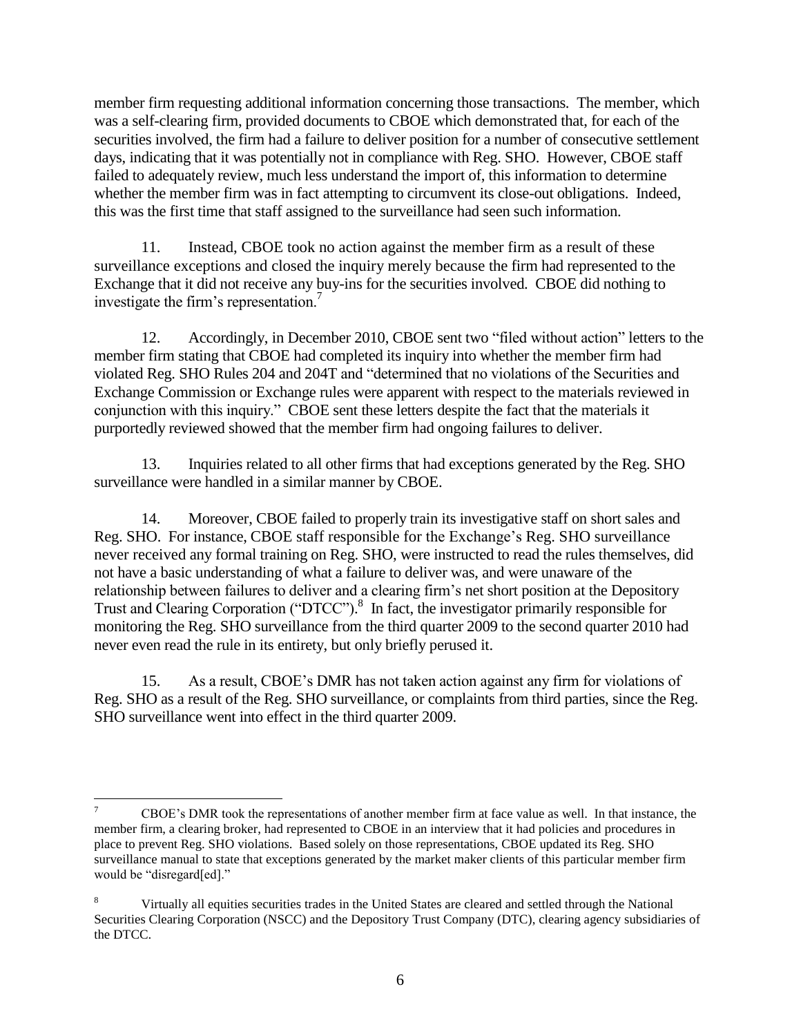member firm requesting additional information concerning those transactions. The member, which was a self-clearing firm, provided documents to CBOE which demonstrated that, for each of the securities involved, the firm had a failure to deliver position for a number of consecutive settlement days, indicating that it was potentially not in compliance with Reg. SHO. However, CBOE staff failed to adequately review, much less understand the import of, this information to determine whether the member firm was in fact attempting to circumvent its close-out obligations. Indeed, this was the first time that staff assigned to the surveillance had seen such information.

11. Instead, CBOE took no action against the member firm as a result of these surveillance exceptions and closed the inquiry merely because the firm had represented to the Exchange that it did not receive any buy-ins for the securities involved. CBOE did nothing to investigate the firm's representation.[7]

12. Accordingly, in December 2010, CBOE sent two "filed without action" letters to the member firm stating that CBOE had completed its inquiry into whether the member firm had violated Reg. SHO Rules 204 and 204T and "determined that no violations of the Securities and Exchange Commission or Exchange rules were apparent with respect to the materials reviewed in conjunction with this inquiry." CBOE sent these letters despite the fact that the materials it purportedly reviewed showed that the member firm had ongoing failures to deliver.

13. Inquiries related to all other firms that had exceptions generated by the Reg. SHO surveillance were handled in a similar manner by CBOE.

14. Moreover, CBOE failed to properly train its investigative staff on short sales and Reg. SHO. For instance, CBOE staff responsible for the Exchange's Reg. SHO surveillance never received any formal training on Reg. SHO, were instructed to read the rules themselves, did not have a basic understanding of what a failure to deliver was, and were unaware of the relationship between failures to deliver and a clearing firm's net short position at the Depository Trust and Clearing Corporation ("DTCC").[8] In fact, the investigator primarily responsible for monitoring the Reg. SHO surveillance from the third quarter 2009 to the second quarter 2010 had never even read the rule in its entirety, but only briefly perused it.

15. As a result, CBOE's DMR has not taken action against any firm for violations of Reg. SHO as a result of the Reg. SHO surveillance, or complaints from third parties, since the Reg. SHO surveillance went into effect in the third quarter 2009.

---

[7] CBOE's DMR took the representations of another member firm at face value as well. In that instance, the member firm, a clearing broker, had represented to CBOE in an interview that it had policies and procedures in place to prevent Reg. SHO violations. Based solely on those representations, CBOE updated its Reg. SHO surveillance manual to state that exceptions generated by the market maker clients of this particular member firm would be "disregard[ed]."

[8] Virtually all equities securities trades in the United States are cleared and settled through the National Securities Clearing Corporation (NSCC) and the Depository Trust Company (DTC), clearing agency subsidiaries of the DTCC.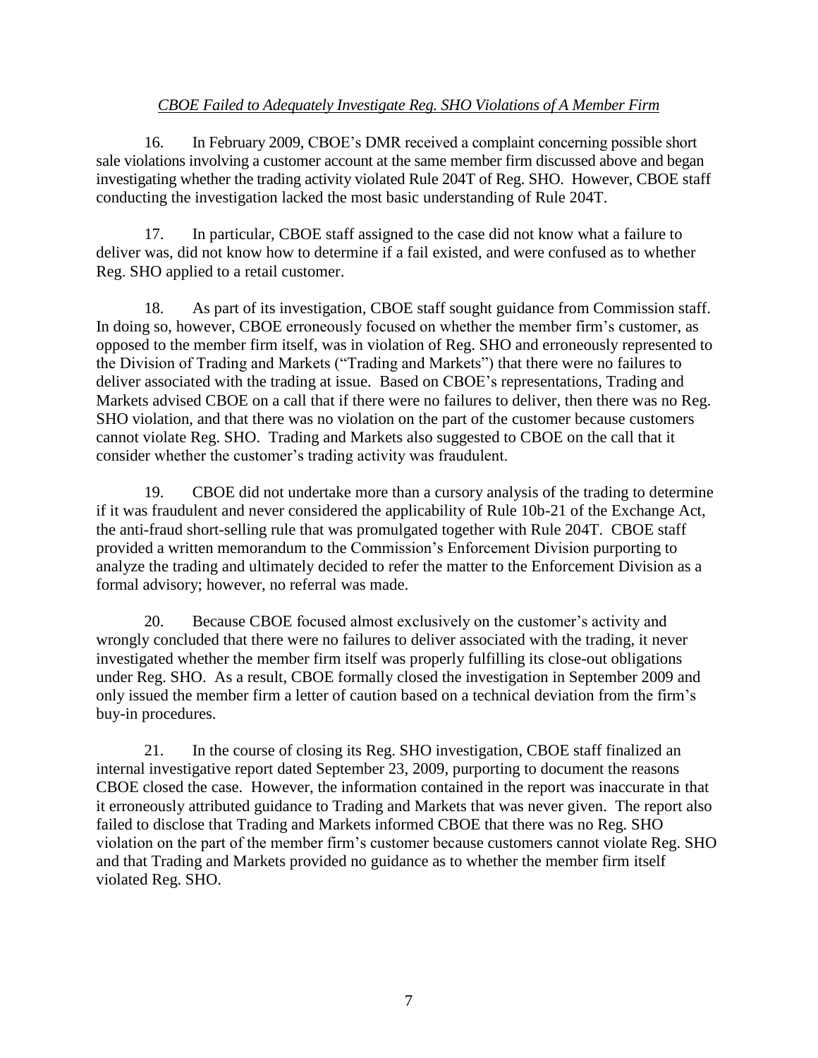*CBOE Failed to Adequately Investigate Reg. SHO Violations of A Member Firm*

16. In February 2009, CBOE's DMR received a complaint concerning possible short sale violations involving a customer account at the same member firm discussed above and began investigating whether the trading activity violated Rule 204T of Reg. SHO. However, CBOE staff conducting the investigation lacked the most basic understanding of Rule 204T.

17. In particular, CBOE staff assigned to the case did not know what a failure to deliver was, did not know how to determine if a fail existed, and were confused as to whether Reg. SHO applied to a retail customer.

18. As part of its investigation, CBOE staff sought guidance from Commission staff. In doing so, however, CBOE erroneously focused on whether the member firm's customer, as opposed to the member firm itself, was in violation of Reg. SHO and erroneously represented to the Division of Trading and Markets ("Trading and Markets") that there were no failures to deliver associated with the trading at issue. Based on CBOE's representations, Trading and Markets advised CBOE on a call that if there were no failures to deliver, then there was no Reg. SHO violation, and that there was no violation on the part of the customer because customers cannot violate Reg. SHO. Trading and Markets also suggested to CBOE on the call that it consider whether the customer's trading activity was fraudulent.

19. CBOE did not undertake more than a cursory analysis of the trading to determine if it was fraudulent and never considered the applicability of Rule 10b-21 of the Exchange Act, the anti-fraud short-selling rule that was promulgated together with Rule 204T. CBOE staff provided a written memorandum to the Commission's Enforcement Division purporting to analyze the trading and ultimately decided to refer the matter to the Enforcement Division as a formal advisory; however, no referral was made.

20. Because CBOE focused almost exclusively on the customer's activity and wrongly concluded that there were no failures to deliver associated with the trading, it never investigated whether the member firm itself was properly fulfilling its close-out obligations under Reg. SHO. As a result, CBOE formally closed the investigation in September 2009 and only issued the member firm a letter of caution based on a technical deviation from the firm's buy-in procedures.

21. In the course of closing its Reg. SHO investigation, CBOE staff finalized an internal investigative report dated September 23, 2009, purporting to document the reasons CBOE closed the case. However, the information contained in the report was inaccurate in that it erroneously attributed guidance to Trading and Markets that was never given. The report also failed to disclose that Trading and Markets informed CBOE that there was no Reg. SHO violation on the part of the member firm's customer because customers cannot violate Reg. SHO and that Trading and Markets provided no guidance as to whether the member firm itself violated Reg. SHO.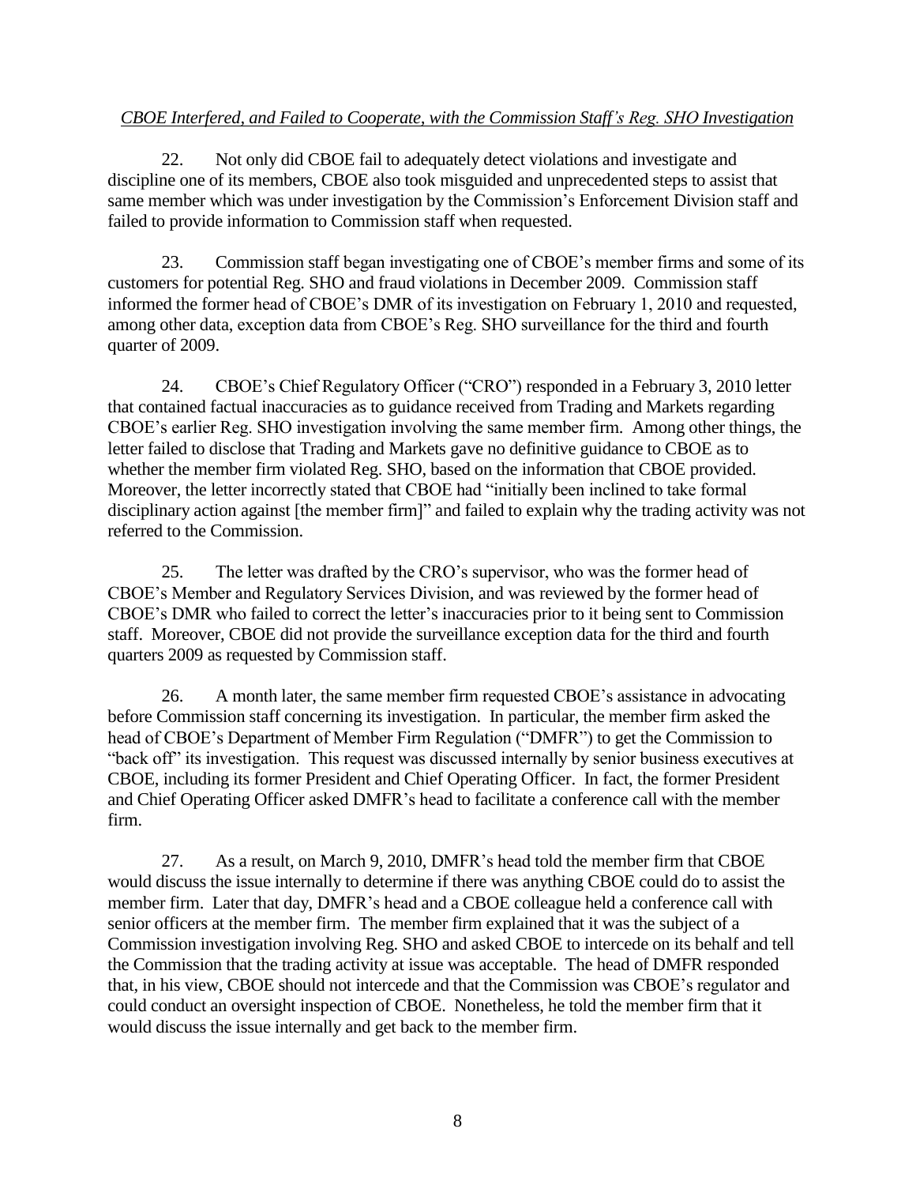*CBOE Interfered, and Failed to Cooperate, with the Commission Staff's Reg. SHO Investigation*

22. Not only did CBOE fail to adequately detect violations and investigate and discipline one of its members, CBOE also took misguided and unprecedented steps to assist that same member which was under investigation by the Commission's Enforcement Division staff and failed to provide information to Commission staff when requested.

23. Commission staff began investigating one of CBOE's member firms and some of its customers for potential Reg. SHO and fraud violations in December 2009. Commission staff informed the former head of CBOE's DMR of its investigation on February 1, 2010 and requested, among other data, exception data from CBOE's Reg. SHO surveillance for the third and fourth quarter of 2009.

24. CBOE's Chief Regulatory Officer ("CRO") responded in a February 3, 2010 letter that contained factual inaccuracies as to guidance received from Trading and Markets regarding CBOE's earlier Reg. SHO investigation involving the same member firm. Among other things, the letter failed to disclose that Trading and Markets gave no definitive guidance to CBOE as to whether the member firm violated Reg. SHO, based on the information that CBOE provided. Moreover, the letter incorrectly stated that CBOE had "initially been inclined to take formal disciplinary action against [the member firm]" and failed to explain why the trading activity was not referred to the Commission.

25. The letter was drafted by the CRO's supervisor, who was the former head of CBOE's Member and Regulatory Services Division, and was reviewed by the former head of CBOE's DMR who failed to correct the letter's inaccuracies prior to it being sent to Commission staff. Moreover, CBOE did not provide the surveillance exception data for the third and fourth quarters 2009 as requested by Commission staff.

26. A month later, the same member firm requested CBOE's assistance in advocating before Commission staff concerning its investigation. In particular, the member firm asked the head of CBOE's Department of Member Firm Regulation ("DMFR") to get the Commission to "back off" its investigation. This request was discussed internally by senior business executives at CBOE, including its former President and Chief Operating Officer. In fact, the former President and Chief Operating Officer asked DMFR's head to facilitate a conference call with the member firm.

27. As a result, on March 9, 2010, DMFR's head told the member firm that CBOE would discuss the issue internally to determine if there was anything CBOE could do to assist the member firm. Later that day, DMFR's head and a CBOE colleague held a conference call with senior officers at the member firm. The member firm explained that it was the subject of a Commission investigation involving Reg. SHO and asked CBOE to intercede on its behalf and tell the Commission that the trading activity at issue was acceptable. The head of DMFR responded that, in his view, CBOE should not intercede and that the Commission was CBOE's regulator and could conduct an oversight inspection of CBOE. Nonetheless, he told the member firm that it would discuss the issue internally and get back to the member firm.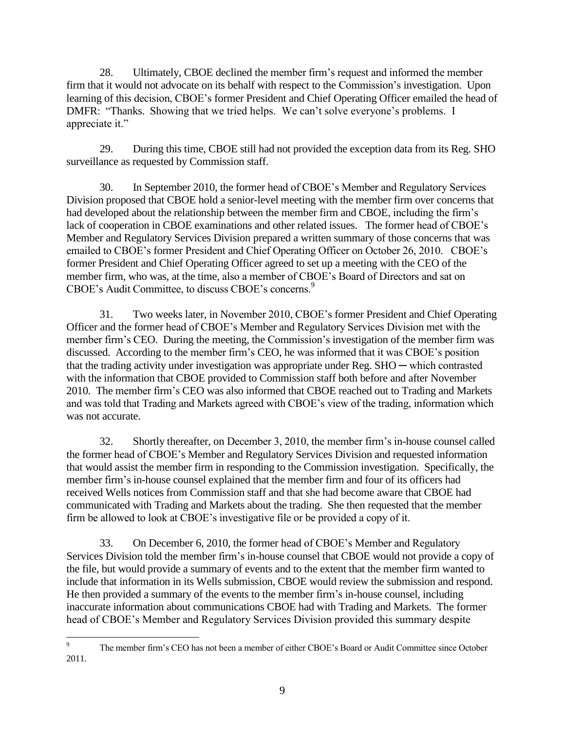28. Ultimately, CBOE declined the member firm's request and informed the member firm that it would not advocate on its behalf with respect to the Commission's investigation. Upon learning of this decision, CBOE's former President and Chief Operating Officer emailed the head of DMFR: "Thanks. Showing that we tried helps. We can't solve everyone's problems. I appreciate it."

29. During this time, CBOE still had not provided the exception data from its Reg. SHO surveillance as requested by Commission staff.

30. In September 2010, the former head of CBOE's Member and Regulatory Services Division proposed that CBOE hold a senior-level meeting with the member firm over concerns that had developed about the relationship between the member firm and CBOE, including the firm's lack of cooperation in CBOE examinations and other related issues. The former head of CBOE's Member and Regulatory Services Division prepared a written summary of those concerns that was emailed to CBOE's former President and Chief Operating Officer on October 26, 2010. CBOE's former President and Chief Operating Officer agreed to set up a meeting with the CEO of the member firm, who was, at the time, also a member of CBOE's Board of Directors and sat on CBOE's Audit Committee, to discuss CBOE's concerns.[9]

31. Two weeks later, in November 2010, CBOE's former President and Chief Operating Officer and the former head of CBOE's Member and Regulatory Services Division met with the member firm's CEO. During the meeting, the Commission's investigation of the member firm was discussed. According to the member firm's CEO, he was informed that it was CBOE's position that the trading activity under investigation was appropriate under Reg. SHO ─ which contrasted with the information that CBOE provided to Commission staff both before and after November 2010. The member firm's CEO was also informed that CBOE reached out to Trading and Markets and was told that Trading and Markets agreed with CBOE's view of the trading, information which was not accurate.

32. Shortly thereafter, on December 3, 2010, the member firm's in-house counsel called the former head of CBOE's Member and Regulatory Services Division and requested information that would assist the member firm in responding to the Commission investigation. Specifically, the member firm's in-house counsel explained that the member firm and four of its officers had received Wells notices from Commission staff and that she had become aware that CBOE had communicated with Trading and Markets about the trading. She then requested that the member firm be allowed to look at CBOE's investigative file or be provided a copy of it.

33. On December 6, 2010, the former head of CBOE's Member and Regulatory Services Division told the member firm's in-house counsel that CBOE would not provide a copy of the file, but would provide a summary of events and to the extent that the member firm wanted to include that information in its Wells submission, CBOE would review the submission and respond. He then provided a summary of the events to the member firm's in-house counsel, including inaccurate information about communications CBOE had with Trading and Markets. The former head of CBOE's Member and Regulatory Services Division provided this summary despite

---

[9] The member firm's CEO has not been a member of either CBOE's Board or Audit Committee since October 2011.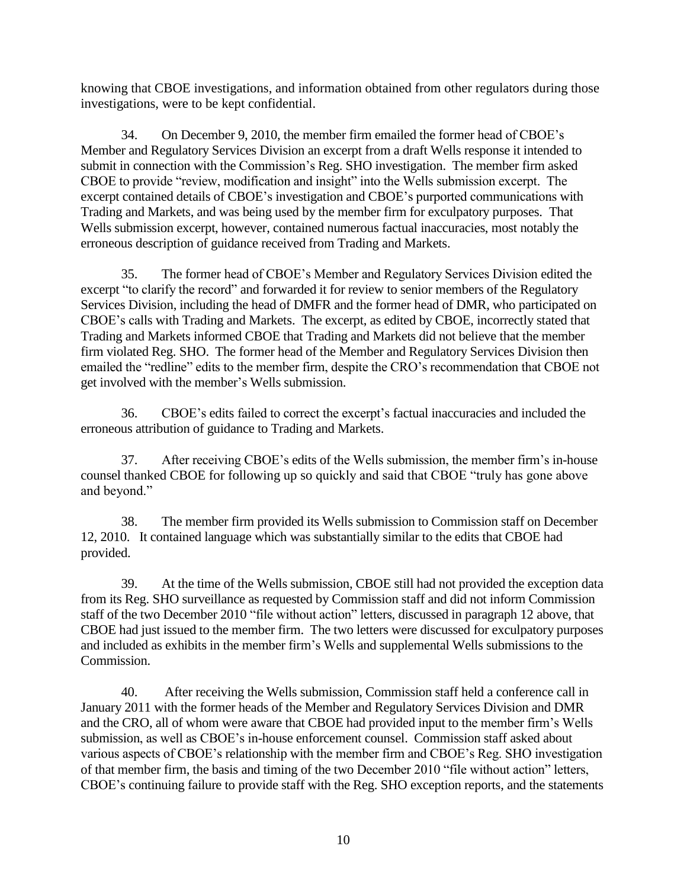knowing that CBOE investigations, and information obtained from other regulators during those investigations, were to be kept confidential.

34. On December 9, 2010, the member firm emailed the former head of CBOE's Member and Regulatory Services Division an excerpt from a draft Wells response it intended to submit in connection with the Commission's Reg. SHO investigation. The member firm asked CBOE to provide "review, modification and insight" into the Wells submission excerpt. The excerpt contained details of CBOE's investigation and CBOE's purported communications with Trading and Markets, and was being used by the member firm for exculpatory purposes. That Wells submission excerpt, however, contained numerous factual inaccuracies, most notably the erroneous description of guidance received from Trading and Markets.

35. The former head of CBOE's Member and Regulatory Services Division edited the excerpt "to clarify the record" and forwarded it for review to senior members of the Regulatory Services Division, including the head of DMFR and the former head of DMR, who participated on CBOE's calls with Trading and Markets. The excerpt, as edited by CBOE, incorrectly stated that Trading and Markets informed CBOE that Trading and Markets did not believe that the member firm violated Reg. SHO. The former head of the Member and Regulatory Services Division then emailed the "redline" edits to the member firm, despite the CRO's recommendation that CBOE not get involved with the member's Wells submission.

36. CBOE's edits failed to correct the excerpt's factual inaccuracies and included the erroneous attribution of guidance to Trading and Markets.

37. After receiving CBOE's edits of the Wells submission, the member firm's in-house counsel thanked CBOE for following up so quickly and said that CBOE "truly has gone above and beyond."

38. The member firm provided its Wells submission to Commission staff on December 12, 2010. It contained language which was substantially similar to the edits that CBOE had provided.

39. At the time of the Wells submission, CBOE still had not provided the exception data from its Reg. SHO surveillance as requested by Commission staff and did not inform Commission staff of the two December 2010 "file without action" letters, discussed in paragraph 12 above, that CBOE had just issued to the member firm. The two letters were discussed for exculpatory purposes and included as exhibits in the member firm's Wells and supplemental Wells submissions to the Commission.

40. After receiving the Wells submission, Commission staff held a conference call in January 2011 with the former heads of the Member and Regulatory Services Division and DMR and the CRO, all of whom were aware that CBOE had provided input to the member firm's Wells submission, as well as CBOE's in-house enforcement counsel. Commission staff asked about various aspects of CBOE's relationship with the member firm and CBOE's Reg. SHO investigation of that member firm, the basis and timing of the two December 2010 "file without action" letters, CBOE's continuing failure to provide staff with the Reg. SHO exception reports, and the statements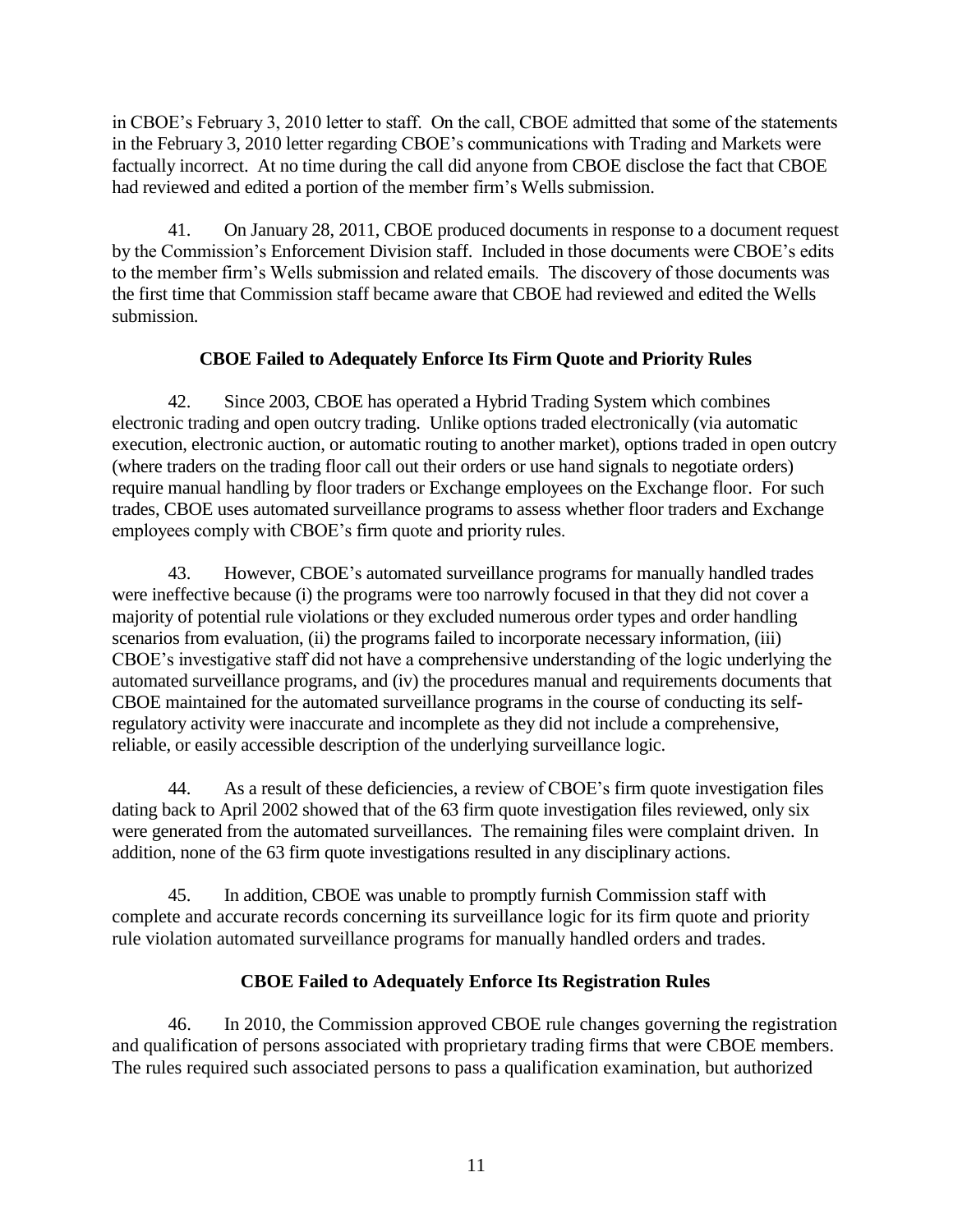in CBOE's February 3, 2010 letter to staff. On the call, CBOE admitted that some of the statements in the February 3, 2010 letter regarding CBOE's communications with Trading and Markets were factually incorrect. At no time during the call did anyone from CBOE disclose the fact that CBOE had reviewed and edited a portion of the member firm's Wells submission.

41. On January 28, 2011, CBOE produced documents in response to a document request by the Commission's Enforcement Division staff. Included in those documents were CBOE's edits to the member firm's Wells submission and related emails. The discovery of those documents was the first time that Commission staff became aware that CBOE had reviewed and edited the Wells submission.

**CBOE Failed to Adequately Enforce Its Firm Quote and Priority Rules**

42. Since 2003, CBOE has operated a Hybrid Trading System which combines electronic trading and open outcry trading. Unlike options traded electronically (via automatic execution, electronic auction, or automatic routing to another market), options traded in open outcry (where traders on the trading floor call out their orders or use hand signals to negotiate orders) require manual handling by floor traders or Exchange employees on the Exchange floor. For such trades, CBOE uses automated surveillance programs to assess whether floor traders and Exchange employees comply with CBOE's firm quote and priority rules.

43. However, CBOE's automated surveillance programs for manually handled trades were ineffective because (i) the programs were too narrowly focused in that they did not cover a majority of potential rule violations or they excluded numerous order types and order handling scenarios from evaluation, (ii) the programs failed to incorporate necessary information, (iii) CBOE's investigative staff did not have a comprehensive understanding of the logic underlying the automated surveillance programs, and (iv) the procedures manual and requirements documents that CBOE maintained for the automated surveillance programs in the course of conducting its self-regulatory activity were inaccurate and incomplete as they did not include a comprehensive, reliable, or easily accessible description of the underlying surveillance logic.

44. As a result of these deficiencies, a review of CBOE's firm quote investigation files dating back to April 2002 showed that of the 63 firm quote investigation files reviewed, only six were generated from the automated surveillances. The remaining files were complaint driven. In addition, none of the 63 firm quote investigations resulted in any disciplinary actions.

45. In addition, CBOE was unable to promptly furnish Commission staff with complete and accurate records concerning its surveillance logic for its firm quote and priority rule violation automated surveillance programs for manually handled orders and trades.

**CBOE Failed to Adequately Enforce Its Registration Rules**

46. In 2010, the Commission approved CBOE rule changes governing the registration and qualification of persons associated with proprietary trading firms that were CBOE members. The rules required such associated persons to pass a qualification examination, but authorized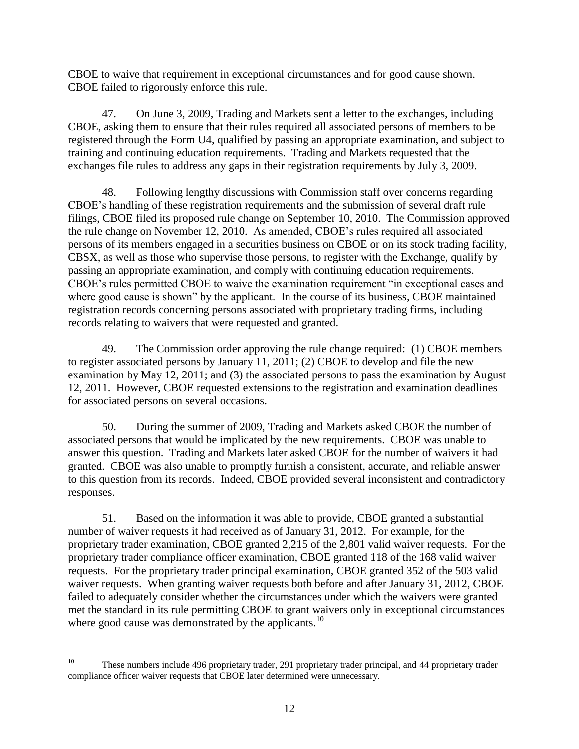CBOE to waive that requirement in exceptional circumstances and for good cause shown. CBOE failed to rigorously enforce this rule.

47. On June 3, 2009, Trading and Markets sent a letter to the exchanges, including CBOE, asking them to ensure that their rules required all associated persons of members to be registered through the Form U4, qualified by passing an appropriate examination, and subject to training and continuing education requirements. Trading and Markets requested that the exchanges file rules to address any gaps in their registration requirements by July 3, 2009.

48. Following lengthy discussions with Commission staff over concerns regarding CBOE's handling of these registration requirements and the submission of several draft rule filings, CBOE filed its proposed rule change on September 10, 2010. The Commission approved the rule change on November 12, 2010. As amended, CBOE's rules required all associated persons of its members engaged in a securities business on CBOE or on its stock trading facility, CBSX, as well as those who supervise those persons, to register with the Exchange, qualify by passing an appropriate examination, and comply with continuing education requirements. CBOE's rules permitted CBOE to waive the examination requirement "in exceptional cases and where good cause is shown" by the applicant. In the course of its business, CBOE maintained registration records concerning persons associated with proprietary trading firms, including records relating to waivers that were requested and granted.

49. The Commission order approving the rule change required: (1) CBOE members to register associated persons by January 11, 2011; (2) CBOE to develop and file the new examination by May 12, 2011; and (3) the associated persons to pass the examination by August 12, 2011. However, CBOE requested extensions to the registration and examination deadlines for associated persons on several occasions.

50. During the summer of 2009, Trading and Markets asked CBOE the number of associated persons that would be implicated by the new requirements. CBOE was unable to answer this question. Trading and Markets later asked CBOE for the number of waivers it had granted. CBOE was also unable to promptly furnish a consistent, accurate, and reliable answer to this question from its records. Indeed, CBOE provided several inconsistent and contradictory responses.

51. Based on the information it was able to provide, CBOE granted a substantial number of waiver requests it had received as of January 31, 2012. For example, for the proprietary trader examination, CBOE granted 2,215 of the 2,801 valid waiver requests. For the proprietary trader compliance officer examination, CBOE granted 118 of the 168 valid waiver requests. For the proprietary trader principal examination, CBOE granted 352 of the 503 valid waiver requests. When granting waiver requests both before and after January 31, 2012, CBOE failed to adequately consider whether the circumstances under which the waivers were granted met the standard in its rule permitting CBOE to grant waivers only in exceptional circumstances where good cause was demonstrated by the applicants.[10]

---

[10] These numbers include 496 proprietary trader, 291 proprietary trader principal, and 44 proprietary trader compliance officer waiver requests that CBOE later determined were unnecessary.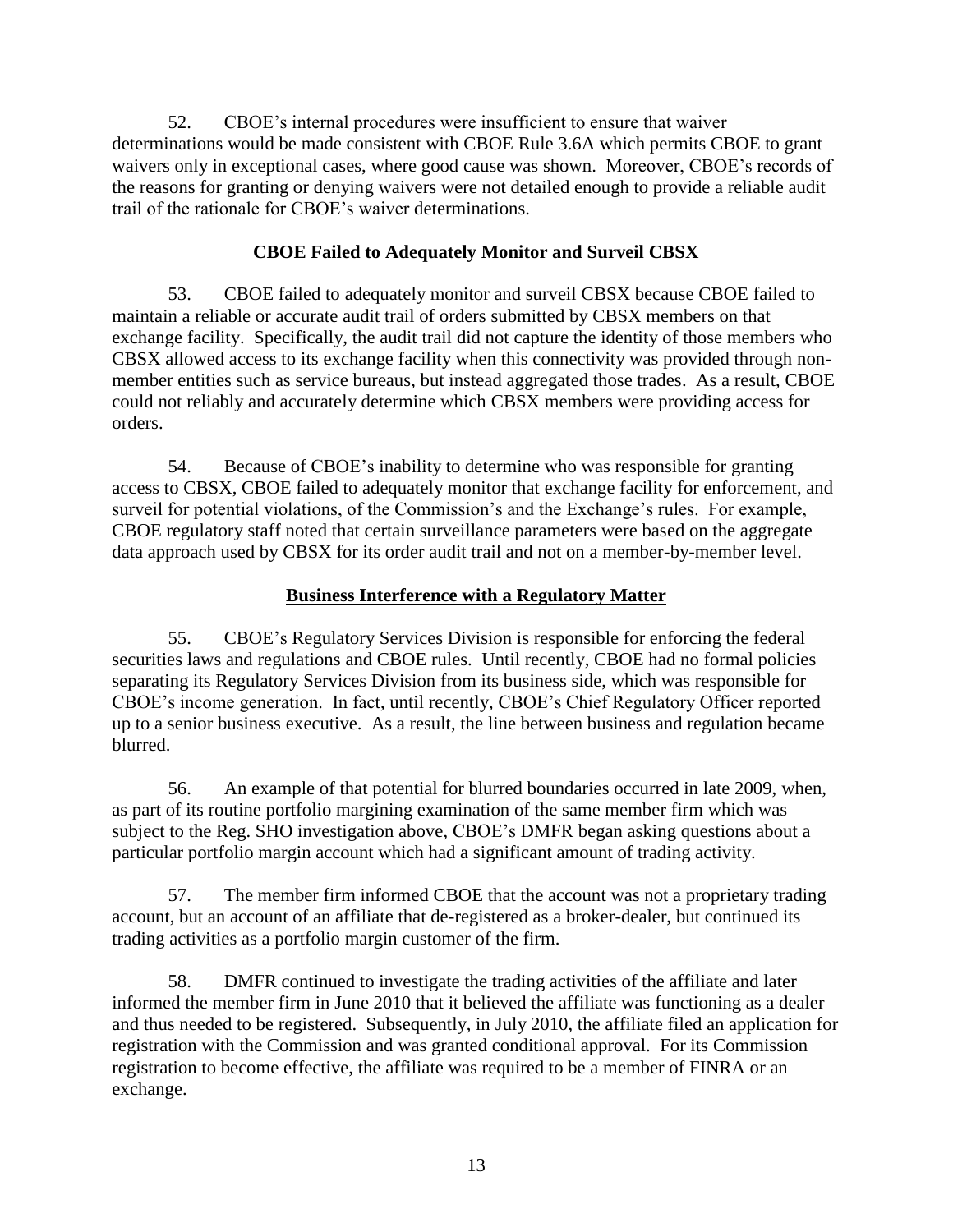52. CBOE's internal procedures were insufficient to ensure that waiver determinations would be made consistent with CBOE Rule 3.6A which permits CBOE to grant waivers only in exceptional cases, where good cause was shown. Moreover, CBOE's records of the reasons for granting or denying waivers were not detailed enough to provide a reliable audit trail of the rationale for CBOE's waiver determinations.

**CBOE Failed to Adequately Monitor and Surveil CBSX**

53. CBOE failed to adequately monitor and surveil CBSX because CBOE failed to maintain a reliable or accurate audit trail of orders submitted by CBSX members on that exchange facility. Specifically, the audit trail did not capture the identity of those members who CBSX allowed access to its exchange facility when this connectivity was provided through non-member entities such as service bureaus, but instead aggregated those trades. As a result, CBOE could not reliably and accurately determine which CBSX members were providing access for orders.

54. Because of CBOE's inability to determine who was responsible for granting access to CBSX, CBOE failed to adequately monitor that exchange facility for enforcement, and surveil for potential violations, of the Commission's and the Exchange's rules. For example, CBOE regulatory staff noted that certain surveillance parameters were based on the aggregate data approach used by CBSX for its order audit trail and not on a member-by-member level.

**Business Interference with a Regulatory Matter**

55. CBOE's Regulatory Services Division is responsible for enforcing the federal securities laws and regulations and CBOE rules. Until recently, CBOE had no formal policies separating its Regulatory Services Division from its business side, which was responsible for CBOE's income generation. In fact, until recently, CBOE's Chief Regulatory Officer reported up to a senior business executive. As a result, the line between business and regulation became blurred.

56. An example of that potential for blurred boundaries occurred in late 2009, when, as part of its routine portfolio margining examination of the same member firm which was subject to the Reg. SHO investigation above, CBOE's DMFR began asking questions about a particular portfolio margin account which had a significant amount of trading activity.

57. The member firm informed CBOE that the account was not a proprietary trading account, but an account of an affiliate that de-registered as a broker-dealer, but continued its trading activities as a portfolio margin customer of the firm.

58. DMFR continued to investigate the trading activities of the affiliate and later informed the member firm in June 2010 that it believed the affiliate was functioning as a dealer and thus needed to be registered. Subsequently, in July 2010, the affiliate filed an application for registration with the Commission and was granted conditional approval. For its Commission registration to become effective, the affiliate was required to be a member of FINRA or an exchange.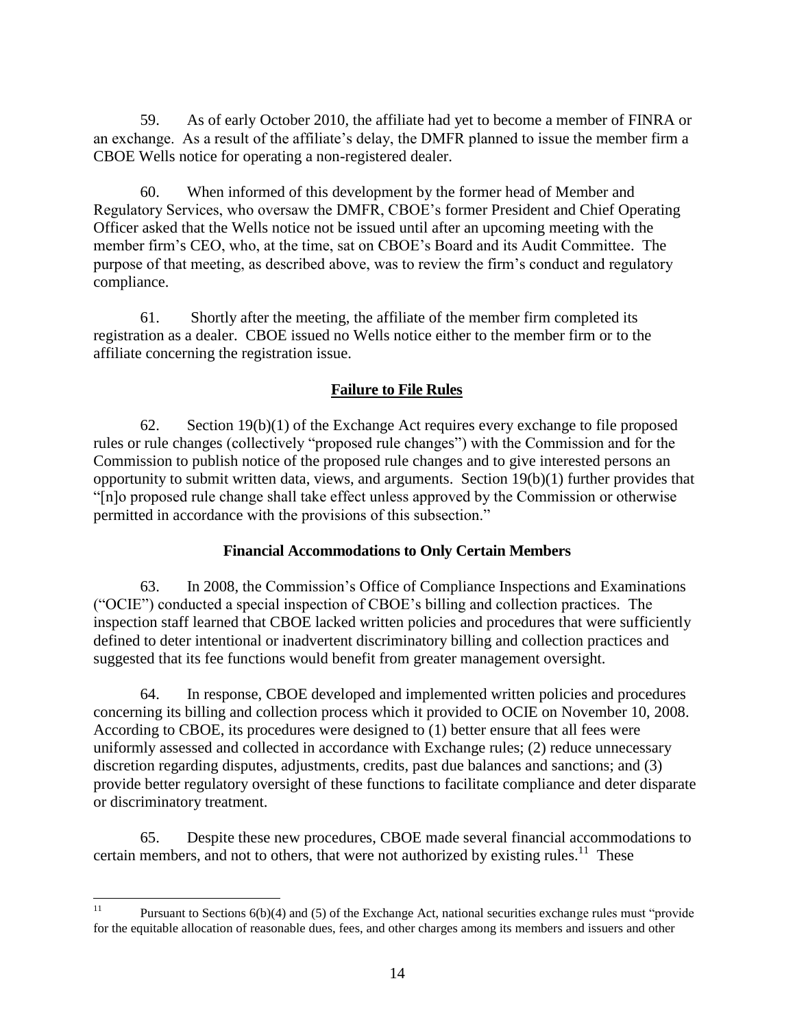59. As of early October 2010, the affiliate had yet to become a member of FINRA or an exchange. As a result of the affiliate's delay, the DMFR planned to issue the member firm a CBOE Wells notice for operating a non-registered dealer.

60. When informed of this development by the former head of Member and Regulatory Services, who oversaw the DMFR, CBOE's former President and Chief Operating Officer asked that the Wells notice not be issued until after an upcoming meeting with the member firm's CEO, who, at the time, sat on CBOE's Board and its Audit Committee. The purpose of that meeting, as described above, was to review the firm's conduct and regulatory compliance.

61. Shortly after the meeting, the affiliate of the member firm completed its registration as a dealer. CBOE issued no Wells notice either to the member firm or to the affiliate concerning the registration issue.

## <u>Failure to File Rules</u>

62. Section 19(b)(1) of the Exchange Act requires every exchange to file proposed rules or rule changes (collectively "proposed rule changes") with the Commission and for the Commission to publish notice of the proposed rule changes and to give interested persons an opportunity to submit written data, views, and arguments. Section 19(b)(1) further provides that "[n]o proposed rule change shall take effect unless approved by the Commission or otherwise permitted in accordance with the provisions of this subsection."

### Financial Accommodations to Only Certain Members

63. In 2008, the Commission's Office of Compliance Inspections and Examinations ("OCIE") conducted a special inspection of CBOE's billing and collection practices. The inspection staff learned that CBOE lacked written policies and procedures that were sufficiently defined to deter intentional or inadvertent discriminatory billing and collection practices and suggested that its fee functions would benefit from greater management oversight.

64. In response, CBOE developed and implemented written policies and procedures concerning its billing and collection process which it provided to OCIE on November 10, 2008. According to CBOE, its procedures were designed to (1) better ensure that all fees were uniformly assessed and collected in accordance with Exchange rules; (2) reduce unnecessary discretion regarding disputes, adjustments, credits, past due balances and sanctions; and (3) provide better regulatory oversight of these functions to facilitate compliance and deter disparate or discriminatory treatment.

65. Despite these new procedures, CBOE made several financial accommodations to certain members, and not to others, that were not authorized by existing rules.[11] These

---

[11] Pursuant to Sections 6(b)(4) and (5) of the Exchange Act, national securities exchange rules must "provide for the equitable allocation of reasonable dues, fees, and other charges among its members and issuers and other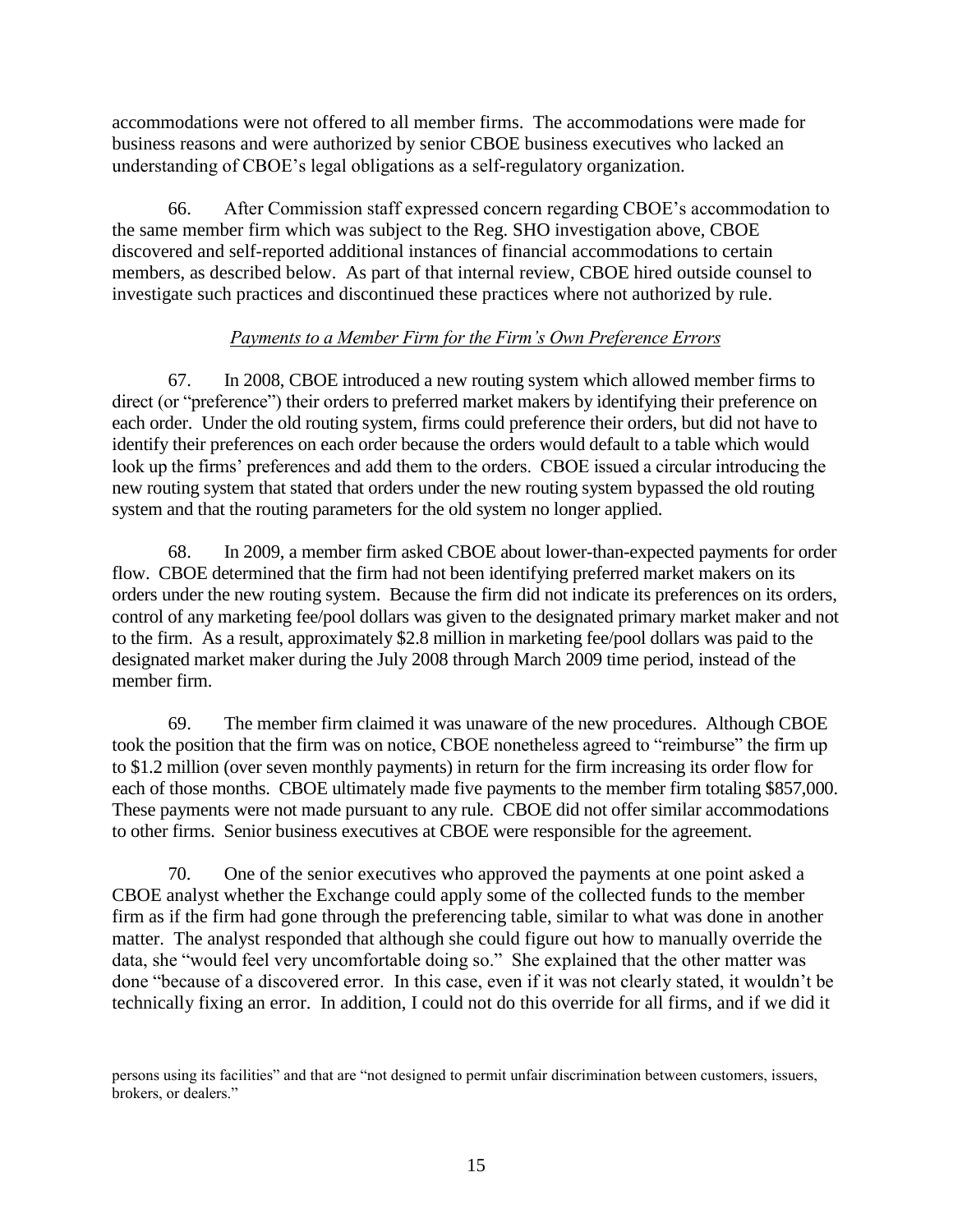accommodations were not offered to all member firms. The accommodations were made for business reasons and were authorized by senior CBOE business executives who lacked an understanding of CBOE's legal obligations as a self-regulatory organization.

66. After Commission staff expressed concern regarding CBOE's accommodation to the same member firm which was subject to the Reg. SHO investigation above, CBOE discovered and self-reported additional instances of financial accommodations to certain members, as described below. As part of that internal review, CBOE hired outside counsel to investigate such practices and discontinued these practices where not authorized by rule.

*Payments to a Member Firm for the Firm's Own Preference Errors*

67. In 2008, CBOE introduced a new routing system which allowed member firms to direct (or "preference") their orders to preferred market makers by identifying their preference on each order. Under the old routing system, firms could preference their orders, but did not have to identify their preferences on each order because the orders would default to a table which would look up the firms' preferences and add them to the orders. CBOE issued a circular introducing the new routing system that stated that orders under the new routing system bypassed the old routing system and that the routing parameters for the old system no longer applied.

68. In 2009, a member firm asked CBOE about lower-than-expected payments for order flow. CBOE determined that the firm had not been identifying preferred market makers on its orders under the new routing system. Because the firm did not indicate its preferences on its orders, control of any marketing fee/pool dollars was given to the designated primary market maker and not to the firm. As a result, approximately $2.8 million in marketing fee/pool dollars was paid to the designated market maker during the July 2008 through March 2009 time period, instead of the member firm.

69. The member firm claimed it was unaware of the new procedures. Although CBOE took the position that the firm was on notice, CBOE nonetheless agreed to "reimburse" the firm up to $1.2 million (over seven monthly payments) in return for the firm increasing its order flow for each of those months. CBOE ultimately made five payments to the member firm totaling $857,000. These payments were not made pursuant to any rule. CBOE did not offer similar accommodations to other firms. Senior business executives at CBOE were responsible for the agreement.

70. One of the senior executives who approved the payments at one point asked a CBOE analyst whether the Exchange could apply some of the collected funds to the member firm as if the firm had gone through the preferencing table, similar to what was done in another matter. The analyst responded that although she could figure out how to manually override the data, she "would feel very uncomfortable doing so." She explained that the other matter was done "because of a discovered error. In this case, even if it was not clearly stated, it wouldn't be technically fixing an error. In addition, I could not do this override for all firms, and if we did it

persons using its facilities" and that are "not designed to permit unfair discrimination between customers, issuers, brokers, or dealers."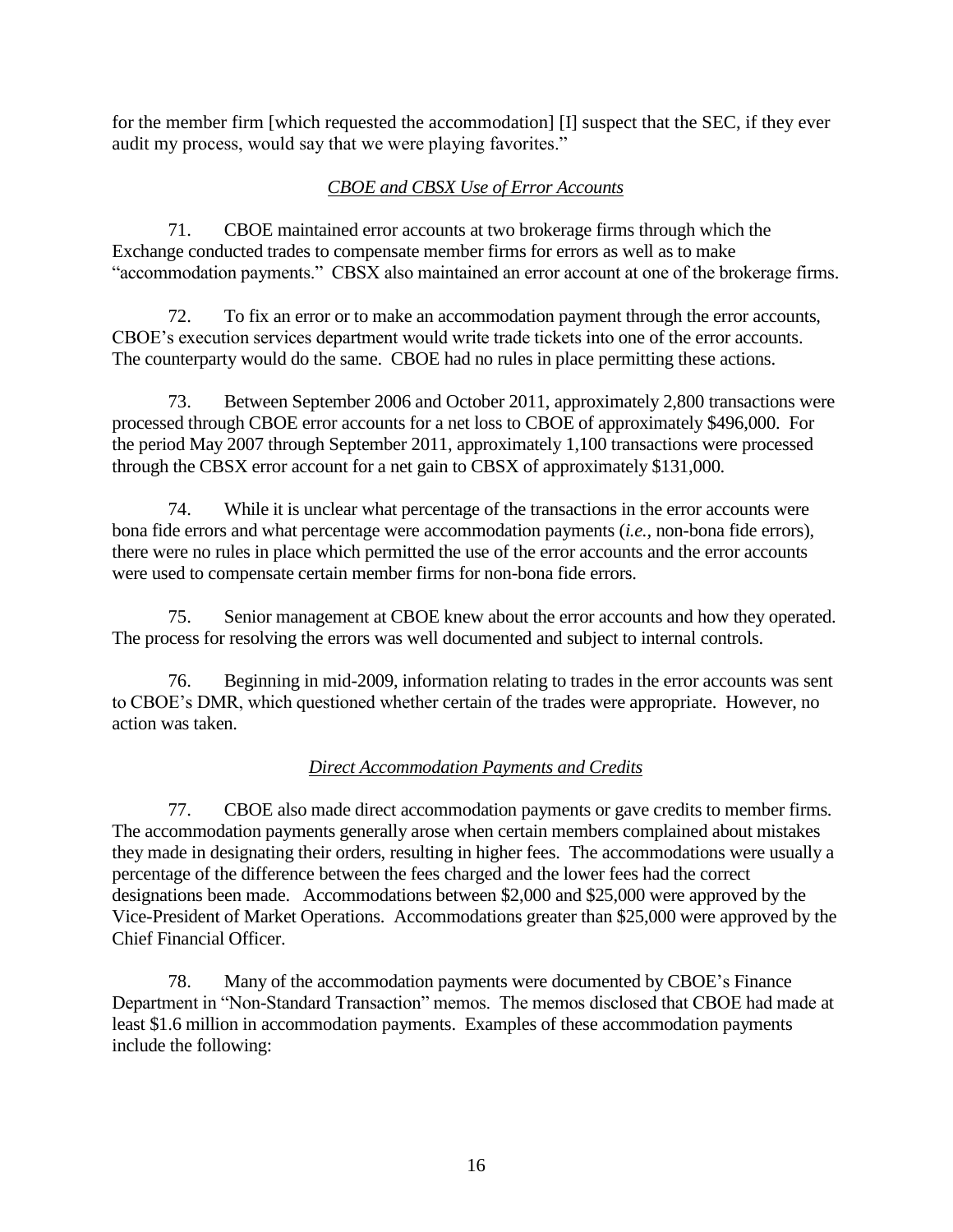for the member firm [which requested the accommodation] [I] suspect that the SEC, if they ever audit my process, would say that we were playing favorites."

### *CBOE and CBSX Use of Error Accounts*

71. CBOE maintained error accounts at two brokerage firms through which the Exchange conducted trades to compensate member firms for errors as well as to make "accommodation payments." CBSX also maintained an error account at one of the brokerage firms.

72. To fix an error or to make an accommodation payment through the error accounts, CBOE's execution services department would write trade tickets into one of the error accounts. The counterparty would do the same. CBOE had no rules in place permitting these actions.

73. Between September 2006 and October 2011, approximately 2,800 transactions were processed through CBOE error accounts for a net loss to CBOE of approximately $496,000. For the period May 2007 through September 2011, approximately 1,100 transactions were processed through the CBSX error account for a net gain to CBSX of approximately $131,000.

74. While it is unclear what percentage of the transactions in the error accounts were bona fide errors and what percentage were accommodation payments (*i.e.*, non-bona fide errors), there were no rules in place which permitted the use of the error accounts and the error accounts were used to compensate certain member firms for non-bona fide errors.

75. Senior management at CBOE knew about the error accounts and how they operated. The process for resolving the errors was well documented and subject to internal controls.

76. Beginning in mid-2009, information relating to trades in the error accounts was sent to CBOE's DMR, which questioned whether certain of the trades were appropriate. However, no action was taken.

### *Direct Accommodation Payments and Credits*

77. CBOE also made direct accommodation payments or gave credits to member firms. The accommodation payments generally arose when certain members complained about mistakes they made in designating their orders, resulting in higher fees. The accommodations were usually a percentage of the difference between the fees charged and the lower fees had the correct designations been made. Accommodations between $2,000 and $25,000 were approved by the Vice-President of Market Operations. Accommodations greater than $25,000 were approved by the Chief Financial Officer.

78. Many of the accommodation payments were documented by CBOE's Finance Department in "Non-Standard Transaction" memos. The memos disclosed that CBOE had made at least $1.6 million in accommodation payments. Examples of these accommodation payments include the following: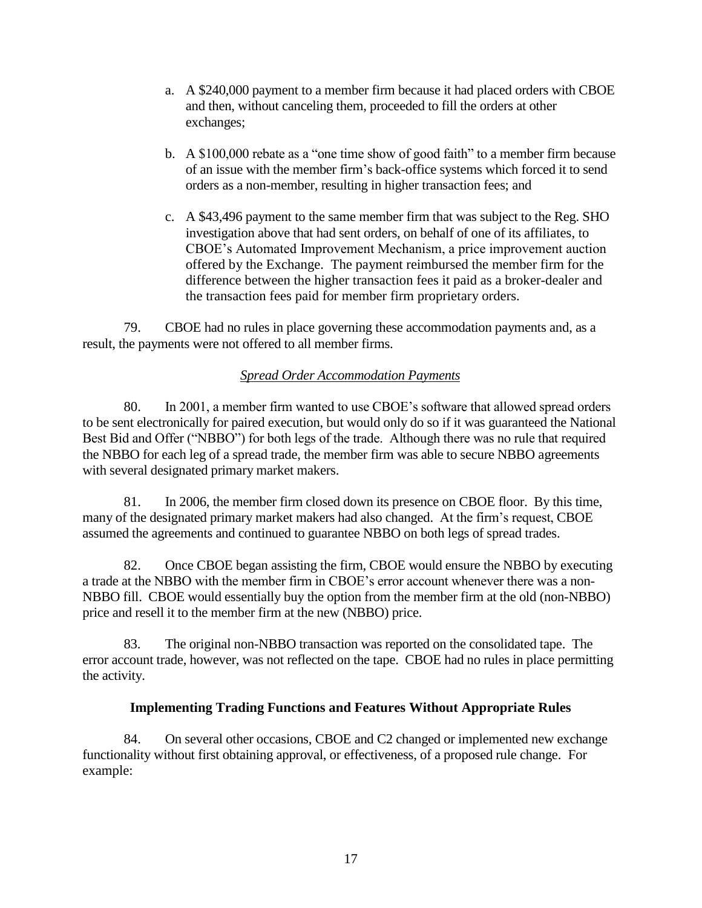a. A $240,000 payment to a member firm because it had placed orders with CBOE and then, without canceling them, proceeded to fill the orders at other exchanges;

b. A $100,000 rebate as a "one time show of good faith" to a member firm because of an issue with the member firm's back-office systems which forced it to send orders as a non-member, resulting in higher transaction fees; and

c. A $43,496 payment to the same member firm that was subject to the Reg. SHO investigation above that had sent orders, on behalf of one of its affiliates, to CBOE's Automated Improvement Mechanism, a price improvement auction offered by the Exchange. The payment reimbursed the member firm for the difference between the higher transaction fees it paid as a broker-dealer and the transaction fees paid for member firm proprietary orders.

79. CBOE had no rules in place governing these accommodation payments and, as a result, the payments were not offered to all member firms.

*Spread Order Accommodation Payments*

80. In 2001, a member firm wanted to use CBOE's software that allowed spread orders to be sent electronically for paired execution, but would only do so if it was guaranteed the National Best Bid and Offer ("NBBO") for both legs of the trade. Although there was no rule that required the NBBO for each leg of a spread trade, the member firm was able to secure NBBO agreements with several designated primary market makers.

81. In 2006, the member firm closed down its presence on CBOE floor. By this time, many of the designated primary market makers had also changed. At the firm's request, CBOE assumed the agreements and continued to guarantee NBBO on both legs of spread trades.

82. Once CBOE began assisting the firm, CBOE would ensure the NBBO by executing a trade at the NBBO with the member firm in CBOE's error account whenever there was a non-NBBO fill. CBOE would essentially buy the option from the member firm at the old (non-NBBO) price and resell it to the member firm at the new (NBBO) price.

83. The original non-NBBO transaction was reported on the consolidated tape. The error account trade, however, was not reflected on the tape. CBOE had no rules in place permitting the activity.

**Implementing Trading Functions and Features Without Appropriate Rules**

84. On several other occasions, CBOE and C2 changed or implemented new exchange functionality without first obtaining approval, or effectiveness, of a proposed rule change. For example: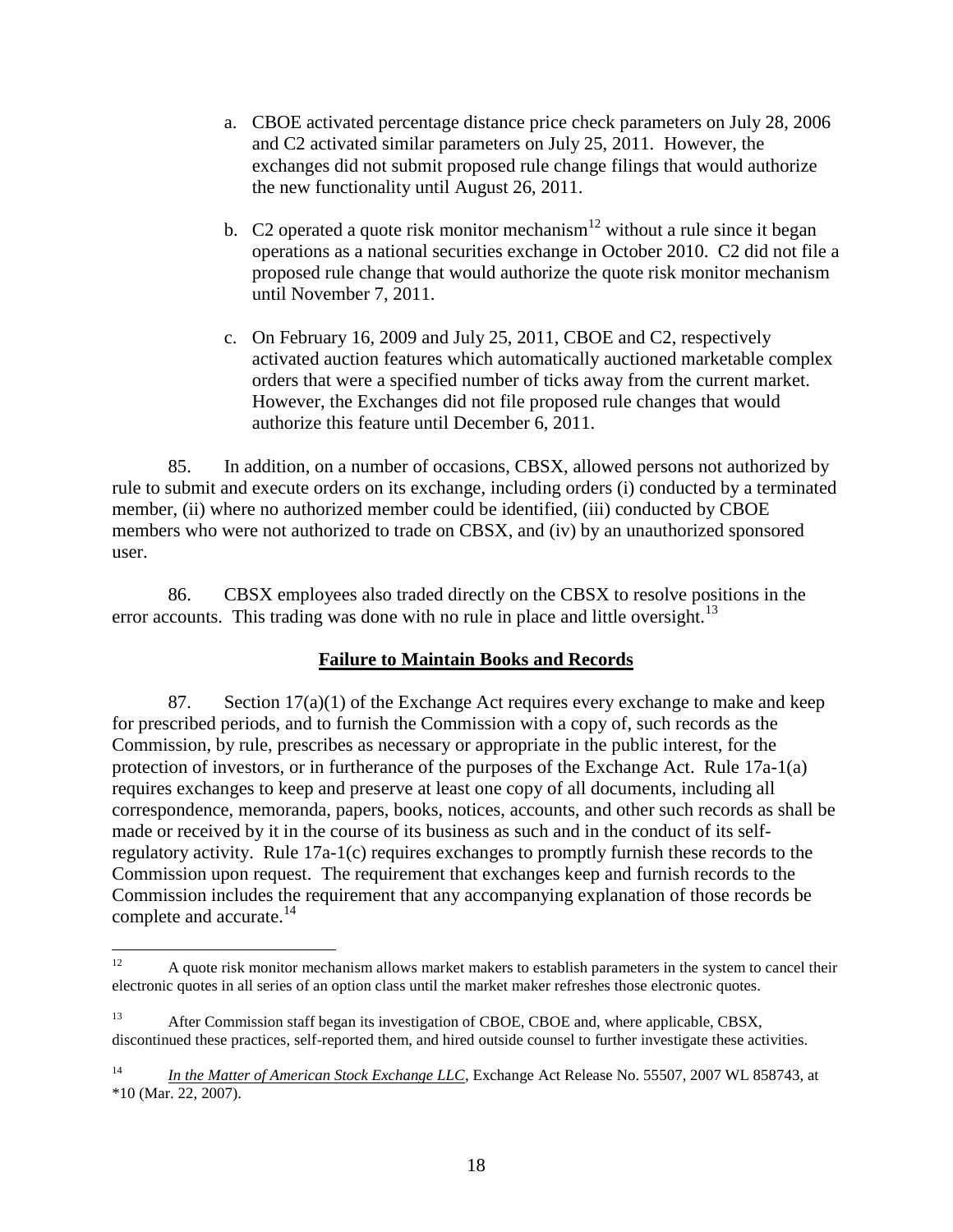a. CBOE activated percentage distance price check parameters on July 28, 2006 and C2 activated similar parameters on July 25, 2011. However, the exchanges did not submit proposed rule change filings that would authorize the new functionality until August 26, 2011.

b. C2 operated a quote risk monitor mechanism[12] without a rule since it began operations as a national securities exchange in October 2010. C2 did not file a proposed rule change that would authorize the quote risk monitor mechanism until November 7, 2011.

c. On February 16, 2009 and July 25, 2011, CBOE and C2, respectively activated auction features which automatically auctioned marketable complex orders that were a specified number of ticks away from the current market. However, the Exchanges did not file proposed rule changes that would authorize this feature until December 6, 2011.

85. In addition, on a number of occasions, CBSX, allowed persons not authorized by rule to submit and execute orders on its exchange, including orders (i) conducted by a terminated member, (ii) where no authorized member could be identified, (iii) conducted by CBOE members who were not authorized to trade on CBSX, and (iv) by an unauthorized sponsored user.

86. CBSX employees also traded directly on the CBSX to resolve positions in the error accounts. This trading was done with no rule in place and little oversight.[13]

## **Failure to Maintain Books and Records**

87. Section 17(a)(1) of the Exchange Act requires every exchange to make and keep for prescribed periods, and to furnish the Commission with a copy of, such records as the Commission, by rule, prescribes as necessary or appropriate in the public interest, for the protection of investors, or in furtherance of the purposes of the Exchange Act. Rule 17a-1(a) requires exchanges to keep and preserve at least one copy of all documents, including all correspondence, memoranda, papers, books, notices, accounts, and other such records as shall be made or received by it in the course of its business as such and in the conduct of its self-regulatory activity. Rule 17a-1(c) requires exchanges to promptly furnish these records to the Commission upon request. The requirement that exchanges keep and furnish records to the Commission includes the requirement that any accompanying explanation of those records be complete and accurate.[14]

---

[12] A quote risk monitor mechanism allows market makers to establish parameters in the system to cancel their electronic quotes in all series of an option class until the market maker refreshes those electronic quotes.

[13] After Commission staff began its investigation of CBOE, CBOE and, where applicable, CBSX, discontinued these practices, self-reported them, and hired outside counsel to further investigate these activities.

[14] *In the Matter of American Stock Exchange LLC*, Exchange Act Release No. 55507, 2007 WL 858743, at *10 (Mar. 22, 2007).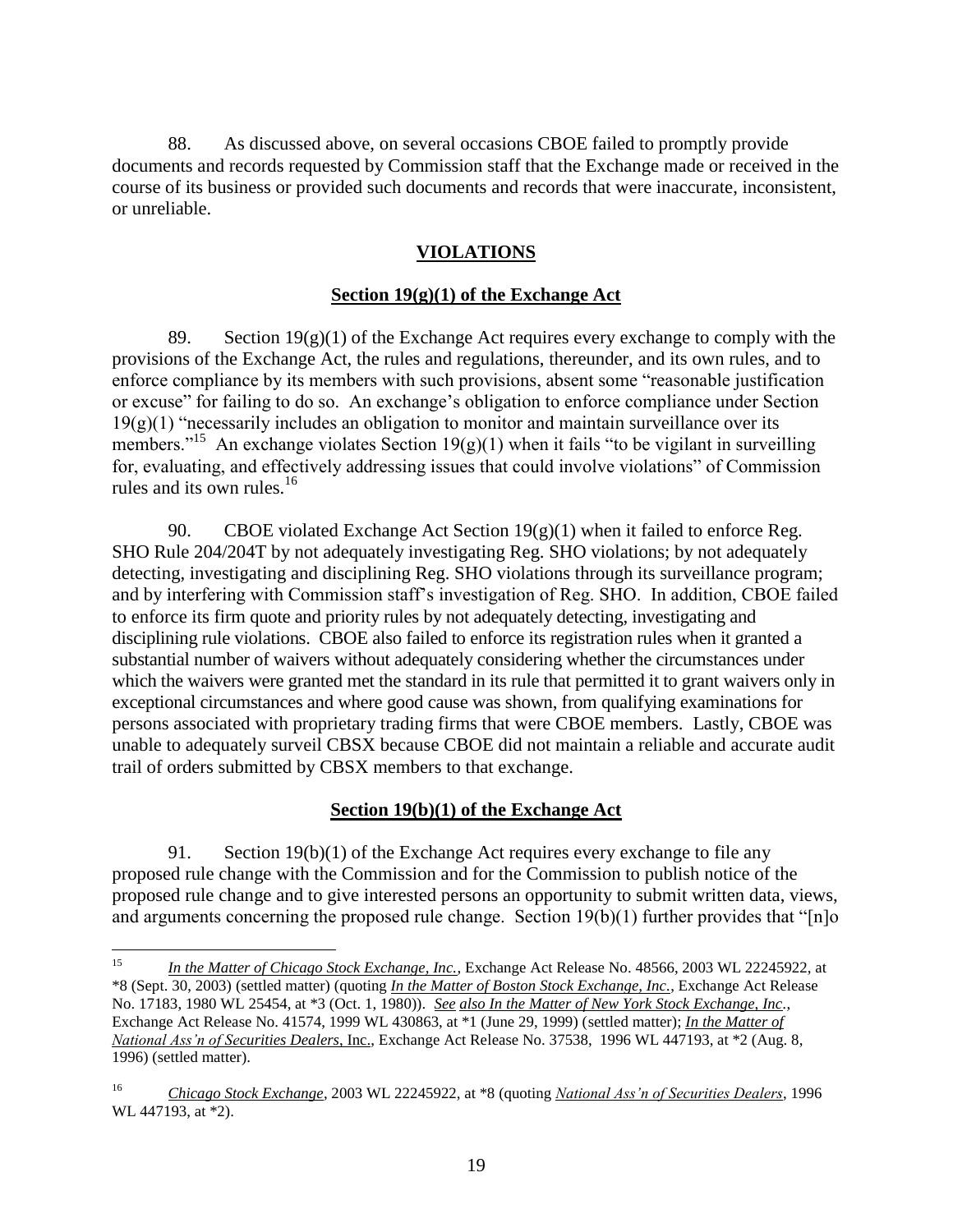88. As discussed above, on several occasions CBOE failed to promptly provide documents and records requested by Commission staff that the Exchange made or received in the course of its business or provided such documents and records that were inaccurate, inconsistent, or unreliable.

## VIOLATIONS

### Section 19(g)(1) of the Exchange Act

89. Section 19(g)(1) of the Exchange Act requires every exchange to comply with the provisions of the Exchange Act, the rules and regulations, thereunder, and its own rules, and to enforce compliance by its members with such provisions, absent some "reasonable justification or excuse" for failing to do so. An exchange's obligation to enforce compliance under Section 19(g)(1) "necessarily includes an obligation to monitor and maintain surveillance over its members."[15] An exchange violates Section 19(g)(1) when it fails "to be vigilant in surveilling for, evaluating, and effectively addressing issues that could involve violations" of Commission rules and its own rules.[16]

90. CBOE violated Exchange Act Section 19(g)(1) when it failed to enforce Reg. SHO Rule 204/204T by not adequately investigating Reg. SHO violations; by not adequately detecting, investigating and disciplining Reg. SHO violations through its surveillance program; and by interfering with Commission staff's investigation of Reg. SHO. In addition, CBOE failed to enforce its firm quote and priority rules by not adequately detecting, investigating and disciplining rule violations. CBOE also failed to enforce its registration rules when it granted a substantial number of waivers without adequately considering whether the circumstances under which the waivers were granted met the standard in its rule that permitted it to grant waivers only in exceptional circumstances and where good cause was shown, from qualifying examinations for persons associated with proprietary trading firms that were CBOE members. Lastly, CBOE was unable to adequately surveil CBSX because CBOE did not maintain a reliable and accurate audit trail of orders submitted by CBSX members to that exchange.

### Section 19(b)(1) of the Exchange Act

91. Section 19(b)(1) of the Exchange Act requires every exchange to file any proposed rule change with the Commission and for the Commission to publish notice of the proposed rule change and to give interested persons an opportunity to submit written data, views, and arguments concerning the proposed rule change. Section 19(b)(1) further provides that "[n]o

---

[15] *In the Matter of Chicago Stock Exchange, Inc.*, Exchange Act Release No. 48566, 2003 WL 22245922, at *8 (Sept. 30, 2003) (settled matter) (quoting *In the Matter of Boston Stock Exchange, Inc.*, Exchange Act Release No. 17183, 1980 WL 25454, at *3 (Oct. 1, 1980)). *See also In the Matter of New York Stock Exchange, Inc.*, Exchange Act Release No. 41574, 1999 WL 430863, at *1 (June 29, 1999) (settled matter); *In the Matter of National Ass'n of Securities Dealers*, Inc., Exchange Act Release No. 37538, 1996 WL 447193, at *2 (Aug. 8, 1996) (settled matter).

[16] *Chicago Stock Exchange*, 2003 WL 22245922, at *8 (quoting *National Ass'n of Securities Dealers*, 1996 WL 447193, at *2).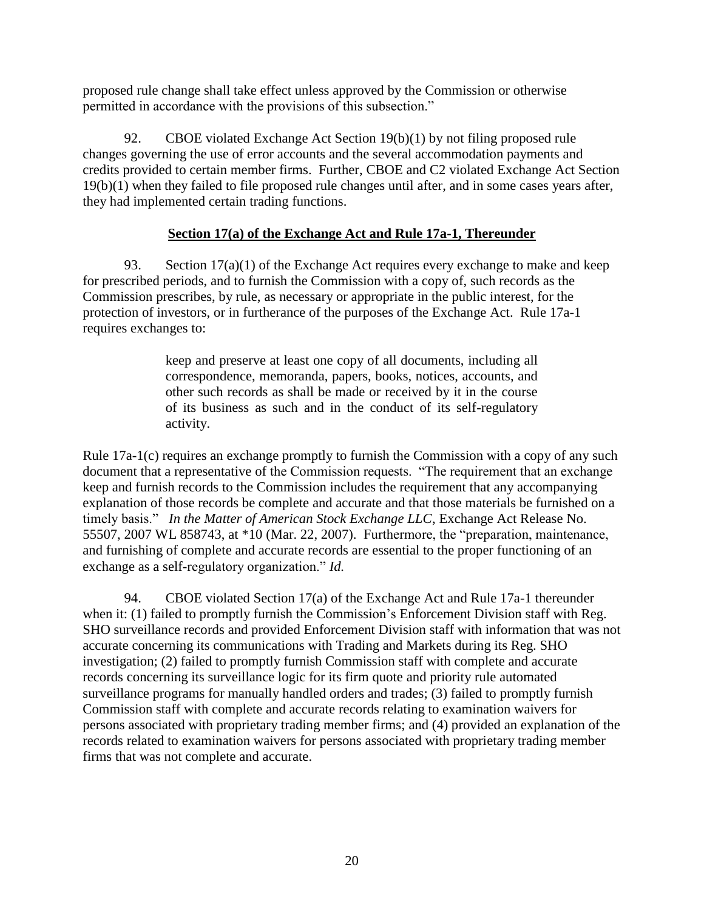proposed rule change shall take effect unless approved by the Commission or otherwise permitted in accordance with the provisions of this subsection."

92. CBOE violated Exchange Act Section 19(b)(1) by not filing proposed rule changes governing the use of error accounts and the several accommodation payments and credits provided to certain member firms. Further, CBOE and C2 violated Exchange Act Section 19(b)(1) when they failed to file proposed rule changes until after, and in some cases years after, they had implemented certain trading functions.

**Section 17(a) of the Exchange Act and Rule 17a-1, Thereunder**

93. Section 17(a)(1) of the Exchange Act requires every exchange to make and keep for prescribed periods, and to furnish the Commission with a copy of, such records as the Commission prescribes, by rule, as necessary or appropriate in the public interest, for the protection of investors, or in furtherance of the purposes of the Exchange Act. Rule 17a-1 requires exchanges to:

> keep and preserve at least one copy of all documents, including all correspondence, memoranda, papers, books, notices, accounts, and other such records as shall be made or received by it in the course of its business as such and in the conduct of its self-regulatory activity.

Rule 17a-1(c) requires an exchange promptly to furnish the Commission with a copy of any such document that a representative of the Commission requests. "The requirement that an exchange keep and furnish records to the Commission includes the requirement that any accompanying explanation of those records be complete and accurate and that those materials be furnished on a timely basis." *In the Matter of American Stock Exchange LLC*, Exchange Act Release No. 55507, 2007 WL 858743, at *10 (Mar. 22, 2007). Furthermore, the "preparation, maintenance, and furnishing of complete and accurate records are essential to the proper functioning of an exchange as a self-regulatory organization." *Id.*

94. CBOE violated Section 17(a) of the Exchange Act and Rule 17a-1 thereunder when it: (1) failed to promptly furnish the Commission's Enforcement Division staff with Reg. SHO surveillance records and provided Enforcement Division staff with information that was not accurate concerning its communications with Trading and Markets during its Reg. SHO investigation; (2) failed to promptly furnish Commission staff with complete and accurate records concerning its surveillance logic for its firm quote and priority rule automated surveillance programs for manually handled orders and trades; (3) failed to promptly furnish Commission staff with complete and accurate records relating to examination waivers for persons associated with proprietary trading member firms; and (4) provided an explanation of the records related to examination waivers for persons associated with proprietary trading member firms that was not complete and accurate.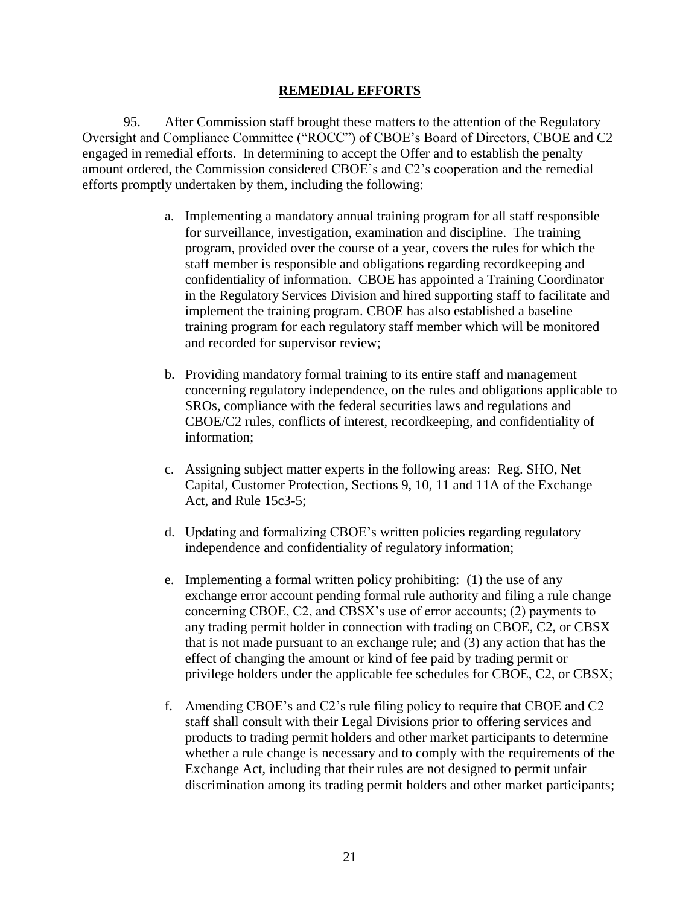## REMEDIAL EFFORTS

95. After Commission staff brought these matters to the attention of the Regulatory Oversight and Compliance Committee ("ROCC") of CBOE's Board of Directors, CBOE and C2 engaged in remedial efforts. In determining to accept the Offer and to establish the penalty amount ordered, the Commission considered CBOE's and C2's cooperation and the remedial efforts promptly undertaken by them, including the following:

a. Implementing a mandatory annual training program for all staff responsible for surveillance, investigation, examination and discipline. The training program, provided over the course of a year, covers the rules for which the staff member is responsible and obligations regarding recordkeeping and confidentiality of information. CBOE has appointed a Training Coordinator in the Regulatory Services Division and hired supporting staff to facilitate and implement the training program. CBOE has also established a baseline training program for each regulatory staff member which will be monitored and recorded for supervisor review;

b. Providing mandatory formal training to its entire staff and management concerning regulatory independence, on the rules and obligations applicable to SROs, compliance with the federal securities laws and regulations and CBOE/C2 rules, conflicts of interest, recordkeeping, and confidentiality of information;

c. Assigning subject matter experts in the following areas: Reg. SHO, Net Capital, Customer Protection, Sections 9, 10, 11 and 11A of the Exchange Act, and Rule 15c3-5;

d. Updating and formalizing CBOE's written policies regarding regulatory independence and confidentiality of regulatory information;

e. Implementing a formal written policy prohibiting: (1) the use of any exchange error account pending formal rule authority and filing a rule change concerning CBOE, C2, and CBSX's use of error accounts; (2) payments to any trading permit holder in connection with trading on CBOE, C2, or CBSX that is not made pursuant to an exchange rule; and (3) any action that has the effect of changing the amount or kind of fee paid by trading permit or privilege holders under the applicable fee schedules for CBOE, C2, or CBSX;

f. Amending CBOE's and C2's rule filing policy to require that CBOE and C2 staff shall consult with their Legal Divisions prior to offering services and products to trading permit holders and other market participants to determine whether a rule change is necessary and to comply with the requirements of the Exchange Act, including that their rules are not designed to permit unfair discrimination among its trading permit holders and other market participants;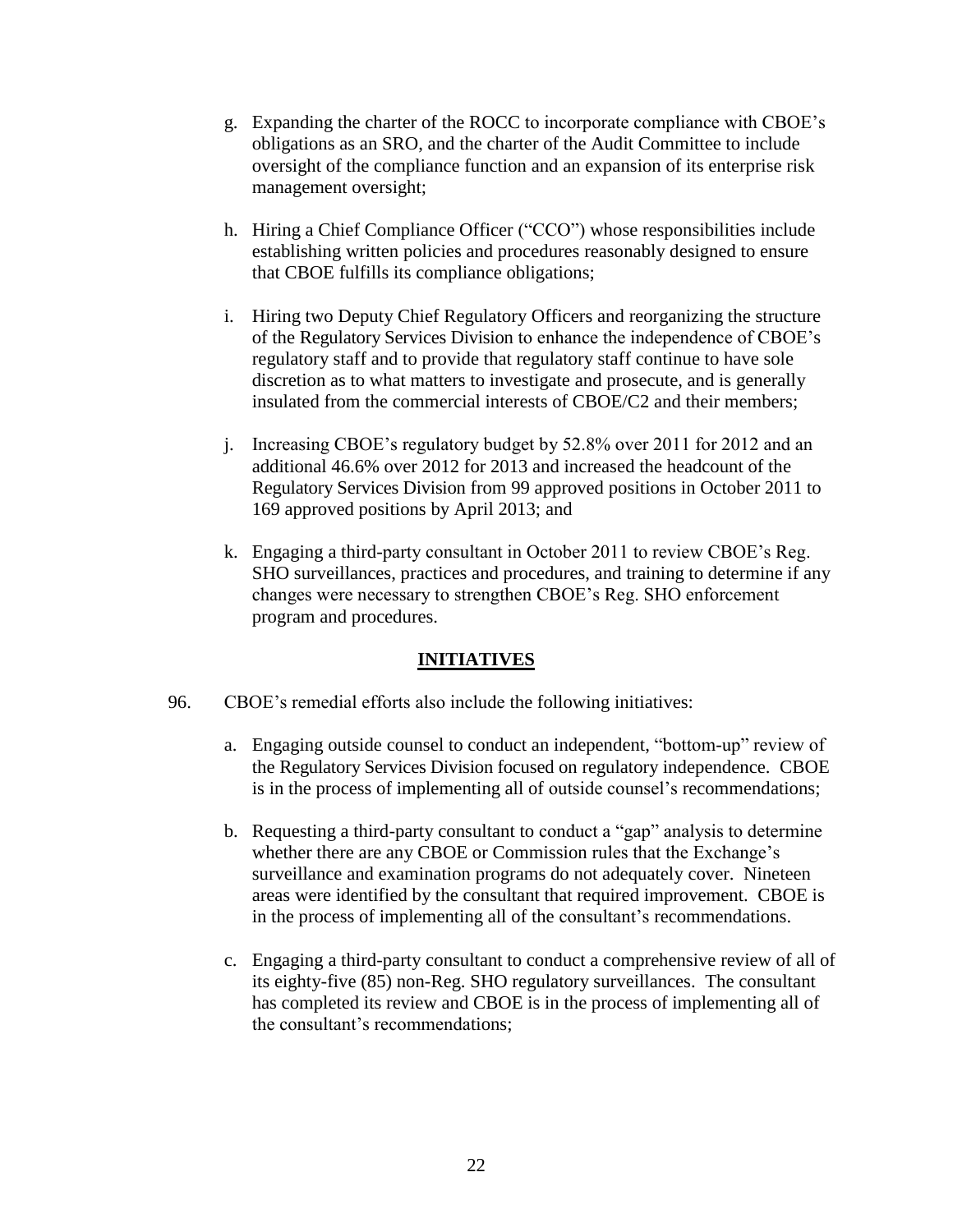g. Expanding the charter of the ROCC to incorporate compliance with CBOE's obligations as an SRO, and the charter of the Audit Committee to include oversight of the compliance function and an expansion of its enterprise risk management oversight;

h. Hiring a Chief Compliance Officer ("CCO") whose responsibilities include establishing written policies and procedures reasonably designed to ensure that CBOE fulfills its compliance obligations;

i. Hiring two Deputy Chief Regulatory Officers and reorganizing the structure of the Regulatory Services Division to enhance the independence of CBOE's regulatory staff and to provide that regulatory staff continue to have sole discretion as to what matters to investigate and prosecute, and is generally insulated from the commercial interests of CBOE/C2 and their members;

j. Increasing CBOE's regulatory budget by 52.8% over 2011 for 2012 and an additional 46.6% over 2012 for 2013 and increased the headcount of the Regulatory Services Division from 99 approved positions in October 2011 to 169 approved positions by April 2013; and

k. Engaging a third-party consultant in October 2011 to review CBOE's Reg. SHO surveillances, practices and procedures, and training to determine if any changes were necessary to strengthen CBOE's Reg. SHO enforcement program and procedures.

## **INITIATIVES**

96. CBOE's remedial efforts also include the following initiatives:

a. Engaging outside counsel to conduct an independent, "bottom-up" review of the Regulatory Services Division focused on regulatory independence. CBOE is in the process of implementing all of outside counsel's recommendations;

b. Requesting a third-party consultant to conduct a "gap" analysis to determine whether there are any CBOE or Commission rules that the Exchange's surveillance and examination programs do not adequately cover. Nineteen areas were identified by the consultant that required improvement. CBOE is in the process of implementing all of the consultant's recommendations.

c. Engaging a third-party consultant to conduct a comprehensive review of all of its eighty-five (85) non-Reg. SHO regulatory surveillances. The consultant has completed its review and CBOE is in the process of implementing all of the consultant's recommendations;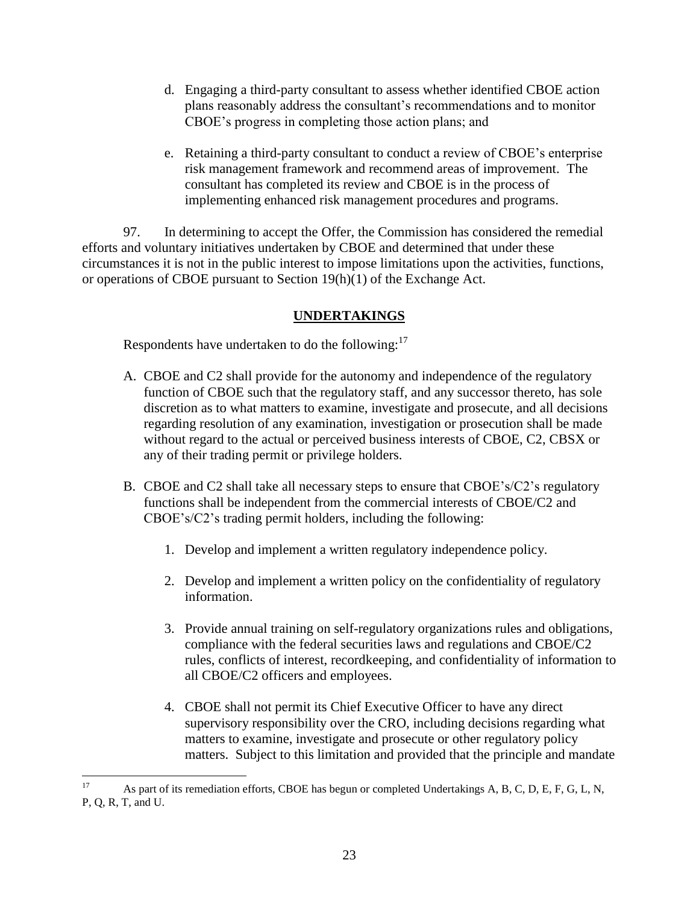d. Engaging a third-party consultant to assess whether identified CBOE action plans reasonably address the consultant's recommendations and to monitor CBOE's progress in completing those action plans; and

e. Retaining a third-party consultant to conduct a review of CBOE's enterprise risk management framework and recommend areas of improvement. The consultant has completed its review and CBOE is in the process of implementing enhanced risk management procedures and programs.

97. In determining to accept the Offer, the Commission has considered the remedial efforts and voluntary initiatives undertaken by CBOE and determined that under these circumstances it is not in the public interest to impose limitations upon the activities, functions, or operations of CBOE pursuant to Section 19(h)(1) of the Exchange Act.

## **UNDERTAKINGS**

Respondents have undertaken to do the following:[17]

A. CBOE and C2 shall provide for the autonomy and independence of the regulatory function of CBOE such that the regulatory staff, and any successor thereto, has sole discretion as to what matters to examine, investigate and prosecute, and all decisions regarding resolution of any examination, investigation or prosecution shall be made without regard to the actual or perceived business interests of CBOE, C2, CBSX or any of their trading permit or privilege holders.

B. CBOE and C2 shall take all necessary steps to ensure that CBOE's/C2's regulatory functions shall be independent from the commercial interests of CBOE/C2 and CBOE's/C2's trading permit holders, including the following:

   1. Develop and implement a written regulatory independence policy.

   2. Develop and implement a written policy on the confidentiality of regulatory information.

   3. Provide annual training on self-regulatory organizations rules and obligations, compliance with the federal securities laws and regulations and CBOE/C2 rules, conflicts of interest, recordkeeping, and confidentiality of information to all CBOE/C2 officers and employees.

   4. CBOE shall not permit its Chief Executive Officer to have any direct supervisory responsibility over the CRO, including decisions regarding what matters to examine, investigate and prosecute or other regulatory policy matters. Subject to this limitation and provided that the principle and mandate

---

[17] As part of its remediation efforts, CBOE has begun or completed Undertakings A, B, C, D, E, F, G, L, N, P, Q, R, T, and U.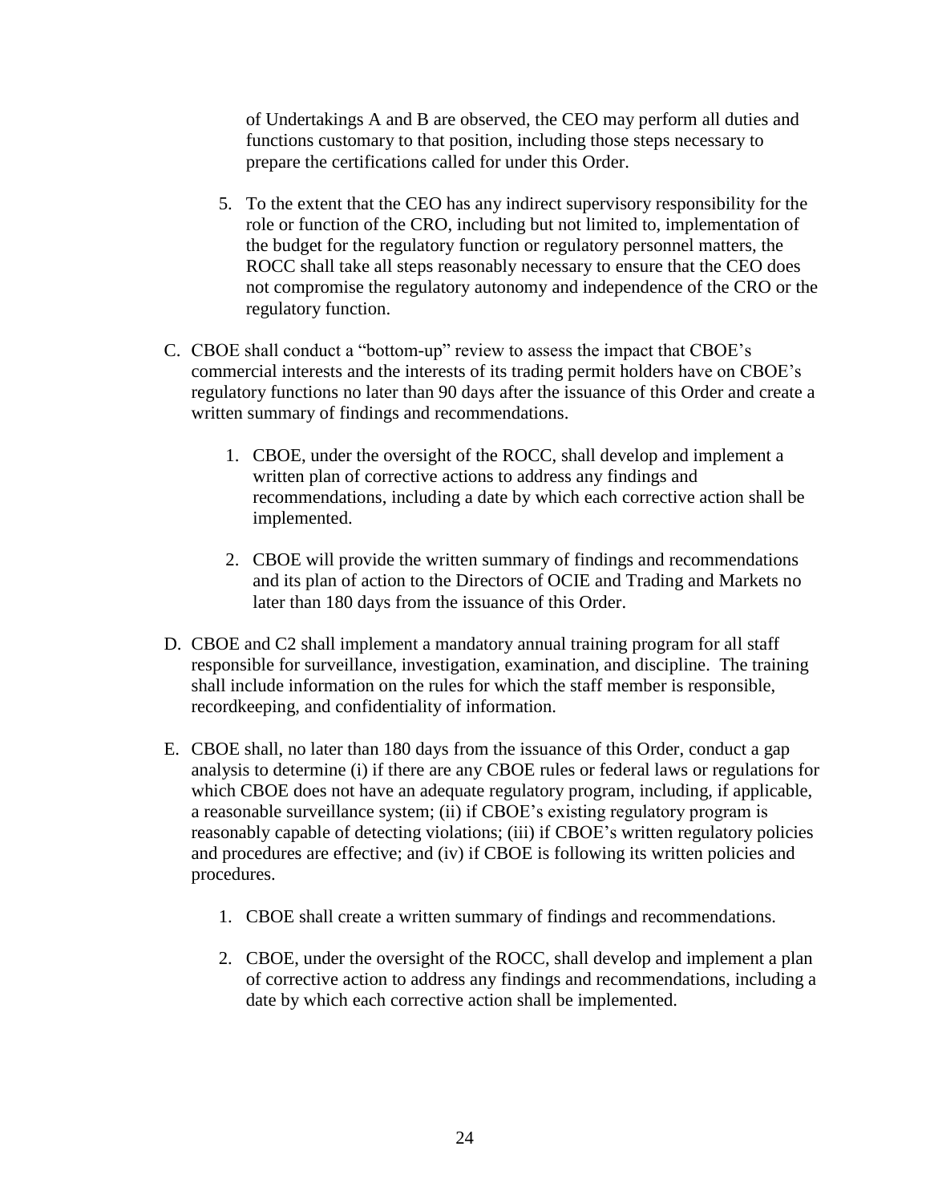of Undertakings A and B are observed, the CEO may perform all duties and functions customary to that position, including those steps necessary to prepare the certifications called for under this Order.

5. To the extent that the CEO has any indirect supervisory responsibility for the role or function of the CRO, including but not limited to, implementation of the budget for the regulatory function or regulatory personnel matters, the ROCC shall take all steps reasonably necessary to ensure that the CEO does not compromise the regulatory autonomy and independence of the CRO or the regulatory function.

C. CBOE shall conduct a "bottom-up" review to assess the impact that CBOE's commercial interests and the interests of its trading permit holders have on CBOE's regulatory functions no later than 90 days after the issuance of this Order and create a written summary of findings and recommendations.

   1. CBOE, under the oversight of the ROCC, shall develop and implement a written plan of corrective actions to address any findings and recommendations, including a date by which each corrective action shall be implemented.

   2. CBOE will provide the written summary of findings and recommendations and its plan of action to the Directors of OCIE and Trading and Markets no later than 180 days from the issuance of this Order.

D. CBOE and C2 shall implement a mandatory annual training program for all staff responsible for surveillance, investigation, examination, and discipline. The training shall include information on the rules for which the staff member is responsible, recordkeeping, and confidentiality of information.

E. CBOE shall, no later than 180 days from the issuance of this Order, conduct a gap analysis to determine (i) if there are any CBOE rules or federal laws or regulations for which CBOE does not have an adequate regulatory program, including, if applicable, a reasonable surveillance system; (ii) if CBOE's existing regulatory program is reasonably capable of detecting violations; (iii) if CBOE's written regulatory policies and procedures are effective; and (iv) if CBOE is following its written policies and procedures.

   1. CBOE shall create a written summary of findings and recommendations.

   2. CBOE, under the oversight of the ROCC, shall develop and implement a plan of corrective action to address any findings and recommendations, including a date by which each corrective action shall be implemented.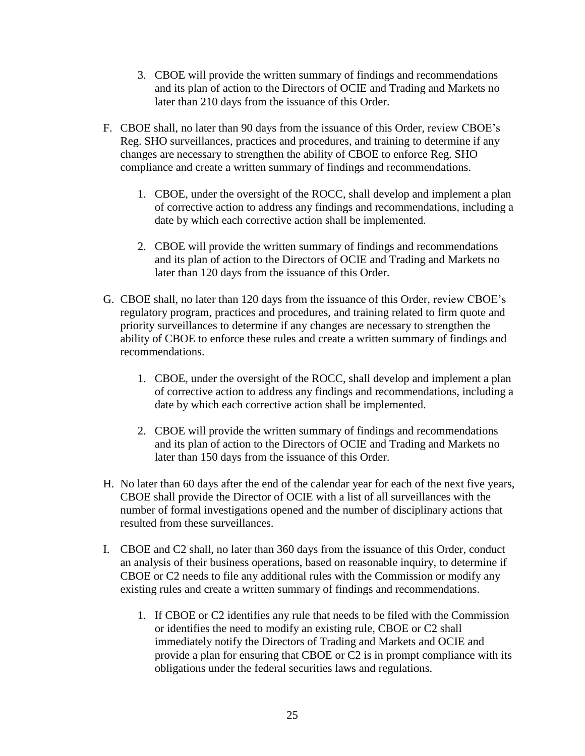3. CBOE will provide the written summary of findings and recommendations and its plan of action to the Directors of OCIE and Trading and Markets no later than 210 days from the issuance of this Order.

F. CBOE shall, no later than 90 days from the issuance of this Order, review CBOE's Reg. SHO surveillances, practices and procedures, and training to determine if any changes are necessary to strengthen the ability of CBOE to enforce Reg. SHO compliance and create a written summary of findings and recommendations.

   1. CBOE, under the oversight of the ROCC, shall develop and implement a plan of corrective action to address any findings and recommendations, including a date by which each corrective action shall be implemented.

   2. CBOE will provide the written summary of findings and recommendations and its plan of action to the Directors of OCIE and Trading and Markets no later than 120 days from the issuance of this Order.

G. CBOE shall, no later than 120 days from the issuance of this Order, review CBOE's regulatory program, practices and procedures, and training related to firm quote and priority surveillances to determine if any changes are necessary to strengthen the ability of CBOE to enforce these rules and create a written summary of findings and recommendations.

   1. CBOE, under the oversight of the ROCC, shall develop and implement a plan of corrective action to address any findings and recommendations, including a date by which each corrective action shall be implemented.

   2. CBOE will provide the written summary of findings and recommendations and its plan of action to the Directors of OCIE and Trading and Markets no later than 150 days from the issuance of this Order.

H. No later than 60 days after the end of the calendar year for each of the next five years, CBOE shall provide the Director of OCIE with a list of all surveillances with the number of formal investigations opened and the number of disciplinary actions that resulted from these surveillances.

I. CBOE and C2 shall, no later than 360 days from the issuance of this Order, conduct an analysis of their business operations, based on reasonable inquiry, to determine if CBOE or C2 needs to file any additional rules with the Commission or modify any existing rules and create a written summary of findings and recommendations.

   1. If CBOE or C2 identifies any rule that needs to be filed with the Commission or identifies the need to modify an existing rule, CBOE or C2 shall immediately notify the Directors of Trading and Markets and OCIE and provide a plan for ensuring that CBOE or C2 is in prompt compliance with its obligations under the federal securities laws and regulations.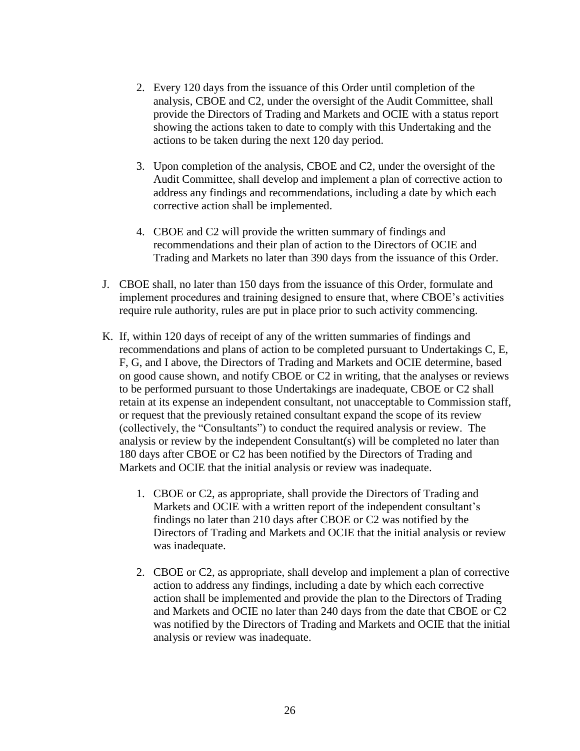2. Every 120 days from the issuance of this Order until completion of the analysis, CBOE and C2, under the oversight of the Audit Committee, shall provide the Directors of Trading and Markets and OCIE with a status report showing the actions taken to date to comply with this Undertaking and the actions to be taken during the next 120 day period.

3. Upon completion of the analysis, CBOE and C2, under the oversight of the Audit Committee, shall develop and implement a plan of corrective action to address any findings and recommendations, including a date by which each corrective action shall be implemented.

4. CBOE and C2 will provide the written summary of findings and recommendations and their plan of action to the Directors of OCIE and Trading and Markets no later than 390 days from the issuance of this Order.

J. CBOE shall, no later than 150 days from the issuance of this Order, formulate and implement procedures and training designed to ensure that, where CBOE's activities require rule authority, rules are put in place prior to such activity commencing.

K. If, within 120 days of receipt of any of the written summaries of findings and recommendations and plans of action to be completed pursuant to Undertakings C, E, F, G, and I above, the Directors of Trading and Markets and OCIE determine, based on good cause shown, and notify CBOE or C2 in writing, that the analyses or reviews to be performed pursuant to those Undertakings are inadequate, CBOE or C2 shall retain at its expense an independent consultant, not unacceptable to Commission staff, or request that the previously retained consultant expand the scope of its review (collectively, the "Consultants") to conduct the required analysis or review. The analysis or review by the independent Consultant(s) will be completed no later than 180 days after CBOE or C2 has been notified by the Directors of Trading and Markets and OCIE that the initial analysis or review was inadequate.

   1. CBOE or C2, as appropriate, shall provide the Directors of Trading and Markets and OCIE with a written report of the independent consultant's findings no later than 210 days after CBOE or C2 was notified by the Directors of Trading and Markets and OCIE that the initial analysis or review was inadequate.

   2. CBOE or C2, as appropriate, shall develop and implement a plan of corrective action to address any findings, including a date by which each corrective action shall be implemented and provide the plan to the Directors of Trading and Markets and OCIE no later than 240 days from the date that CBOE or C2 was notified by the Directors of Trading and Markets and OCIE that the initial analysis or review was inadequate.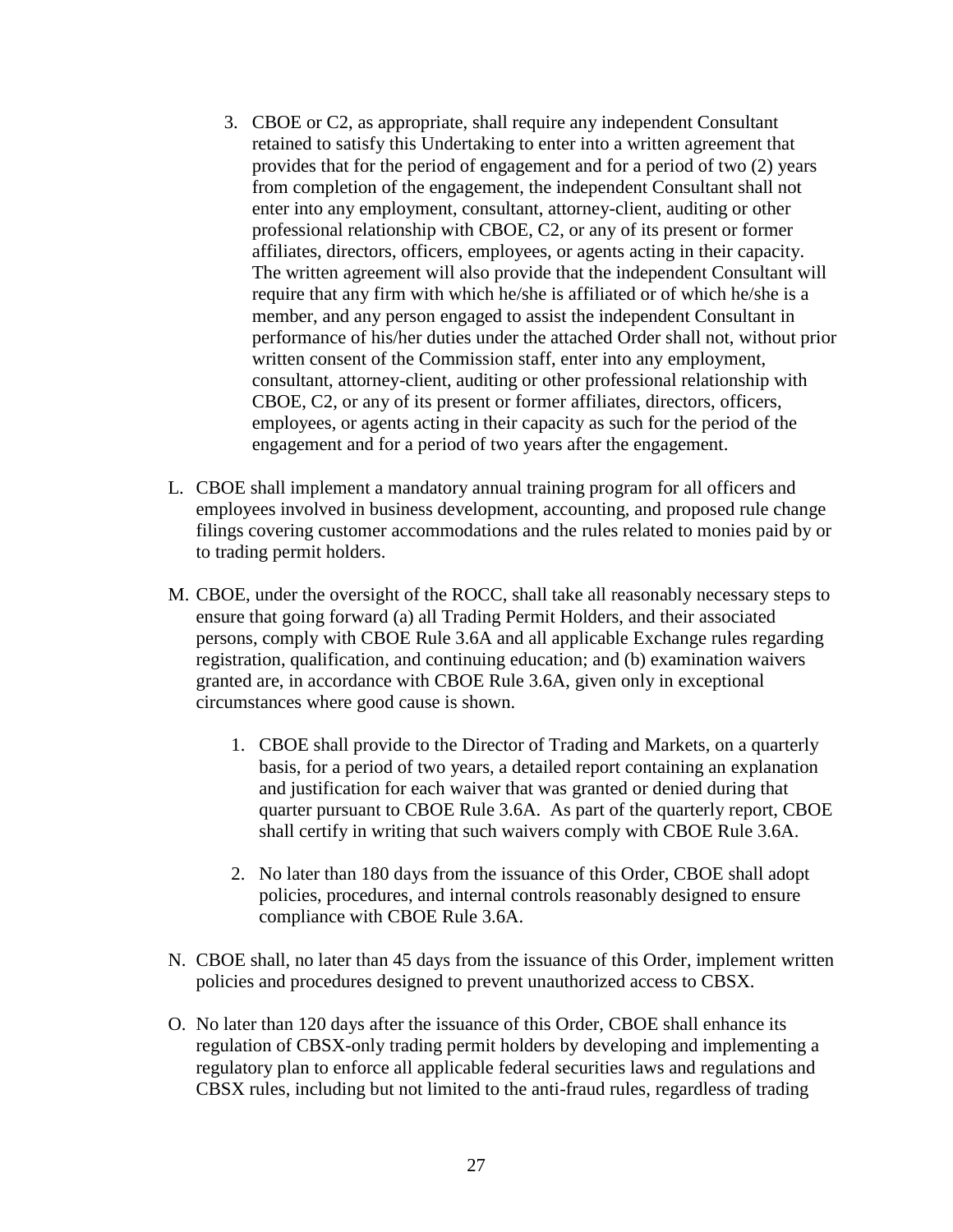3. CBOE or C2, as appropriate, shall require any independent Consultant retained to satisfy this Undertaking to enter into a written agreement that provides that for the period of engagement and for a period of two (2) years from completion of the engagement, the independent Consultant shall not enter into any employment, consultant, attorney-client, auditing or other professional relationship with CBOE, C2, or any of its present or former affiliates, directors, officers, employees, or agents acting in their capacity. The written agreement will also provide that the independent Consultant will require that any firm with which he/she is affiliated or of which he/she is a member, and any person engaged to assist the independent Consultant in performance of his/her duties under the attached Order shall not, without prior written consent of the Commission staff, enter into any employment, consultant, attorney-client, auditing or other professional relationship with CBOE, C2, or any of its present or former affiliates, directors, officers, employees, or agents acting in their capacity as such for the period of the engagement and for a period of two years after the engagement.

L. CBOE shall implement a mandatory annual training program for all officers and employees involved in business development, accounting, and proposed rule change filings covering customer accommodations and the rules related to monies paid by or to trading permit holders.

M. CBOE, under the oversight of the ROCC, shall take all reasonably necessary steps to ensure that going forward (a) all Trading Permit Holders, and their associated persons, comply with CBOE Rule 3.6A and all applicable Exchange rules regarding registration, qualification, and continuing education; and (b) examination waivers granted are, in accordance with CBOE Rule 3.6A, given only in exceptional circumstances where good cause is shown.

   1. CBOE shall provide to the Director of Trading and Markets, on a quarterly basis, for a period of two years, a detailed report containing an explanation and justification for each waiver that was granted or denied during that quarter pursuant to CBOE Rule 3.6A. As part of the quarterly report, CBOE shall certify in writing that such waivers comply with CBOE Rule 3.6A.

   2. No later than 180 days from the issuance of this Order, CBOE shall adopt policies, procedures, and internal controls reasonably designed to ensure compliance with CBOE Rule 3.6A.

N. CBOE shall, no later than 45 days from the issuance of this Order, implement written policies and procedures designed to prevent unauthorized access to CBSX.

O. No later than 120 days after the issuance of this Order, CBOE shall enhance its regulation of CBSX-only trading permit holders by developing and implementing a regulatory plan to enforce all applicable federal securities laws and regulations and CBSX rules, including but not limited to the anti-fraud rules, regardless of trading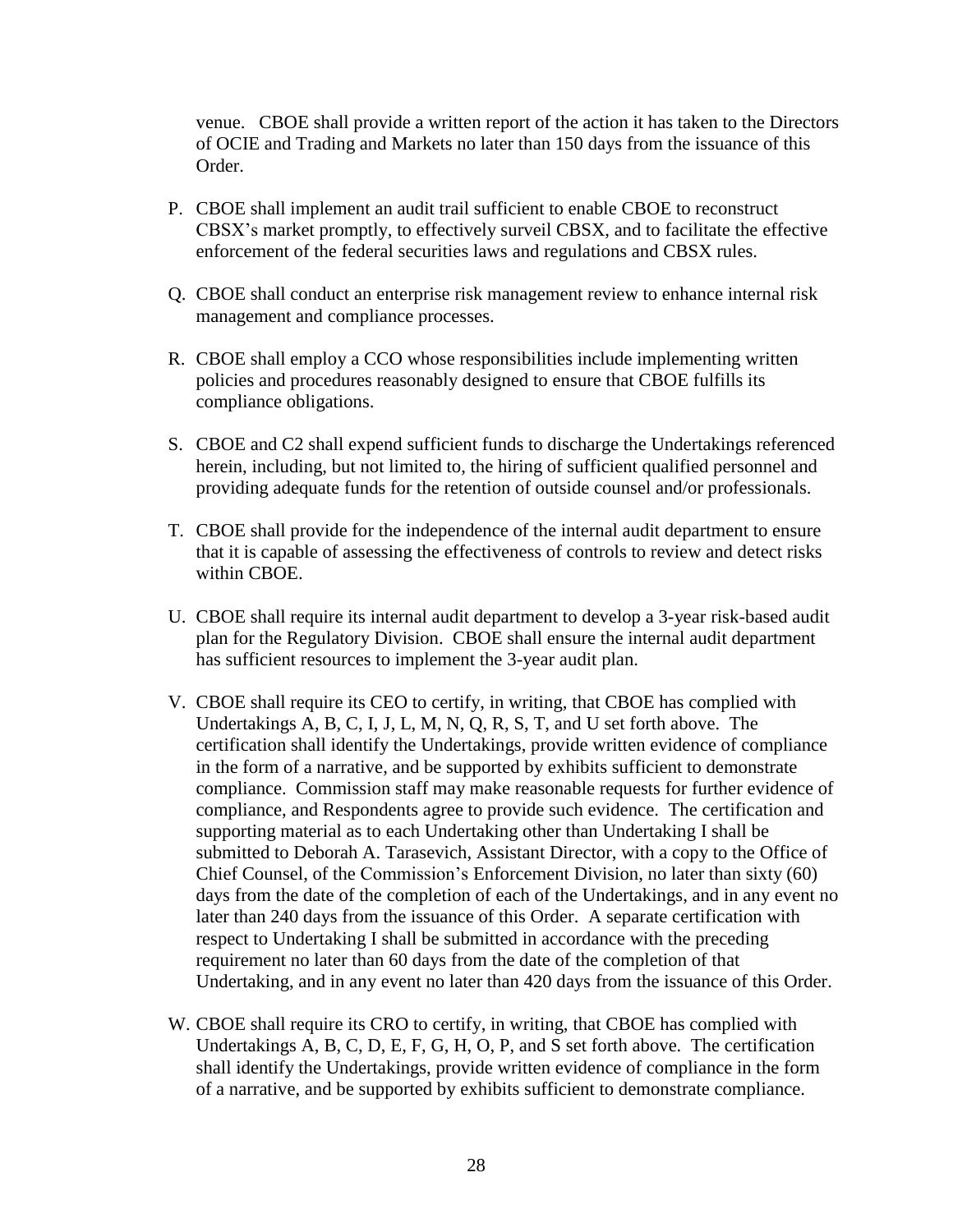venue. CBOE shall provide a written report of the action it has taken to the Directors of OCIE and Trading and Markets no later than 150 days from the issuance of this Order.

P. CBOE shall implement an audit trail sufficient to enable CBOE to reconstruct CBSX's market promptly, to effectively surveil CBSX, and to facilitate the effective enforcement of the federal securities laws and regulations and CBSX rules.

Q. CBOE shall conduct an enterprise risk management review to enhance internal risk management and compliance processes.

R. CBOE shall employ a CCO whose responsibilities include implementing written policies and procedures reasonably designed to ensure that CBOE fulfills its compliance obligations.

S. CBOE and C2 shall expend sufficient funds to discharge the Undertakings referenced herein, including, but not limited to, the hiring of sufficient qualified personnel and providing adequate funds for the retention of outside counsel and/or professionals.

T. CBOE shall provide for the independence of the internal audit department to ensure that it is capable of assessing the effectiveness of controls to review and detect risks within CBOE.

U. CBOE shall require its internal audit department to develop a 3-year risk-based audit plan for the Regulatory Division. CBOE shall ensure the internal audit department has sufficient resources to implement the 3-year audit plan.

V. CBOE shall require its CEO to certify, in writing, that CBOE has complied with Undertakings A, B, C, I, J, L, M, N, Q, R, S, T, and U set forth above. The certification shall identify the Undertakings, provide written evidence of compliance in the form of a narrative, and be supported by exhibits sufficient to demonstrate compliance. Commission staff may make reasonable requests for further evidence of compliance, and Respondents agree to provide such evidence. The certification and supporting material as to each Undertaking other than Undertaking I shall be submitted to Deborah A. Tarasevich, Assistant Director, with a copy to the Office of Chief Counsel, of the Commission's Enforcement Division, no later than sixty (60) days from the date of the completion of each of the Undertakings, and in any event no later than 240 days from the issuance of this Order. A separate certification with respect to Undertaking I shall be submitted in accordance with the preceding requirement no later than 60 days from the date of the completion of that Undertaking, and in any event no later than 420 days from the issuance of this Order.

W. CBOE shall require its CRO to certify, in writing, that CBOE has complied with Undertakings A, B, C, D, E, F, G, H, O, P, and S set forth above. The certification shall identify the Undertakings, provide written evidence of compliance in the form of a narrative, and be supported by exhibits sufficient to demonstrate compliance.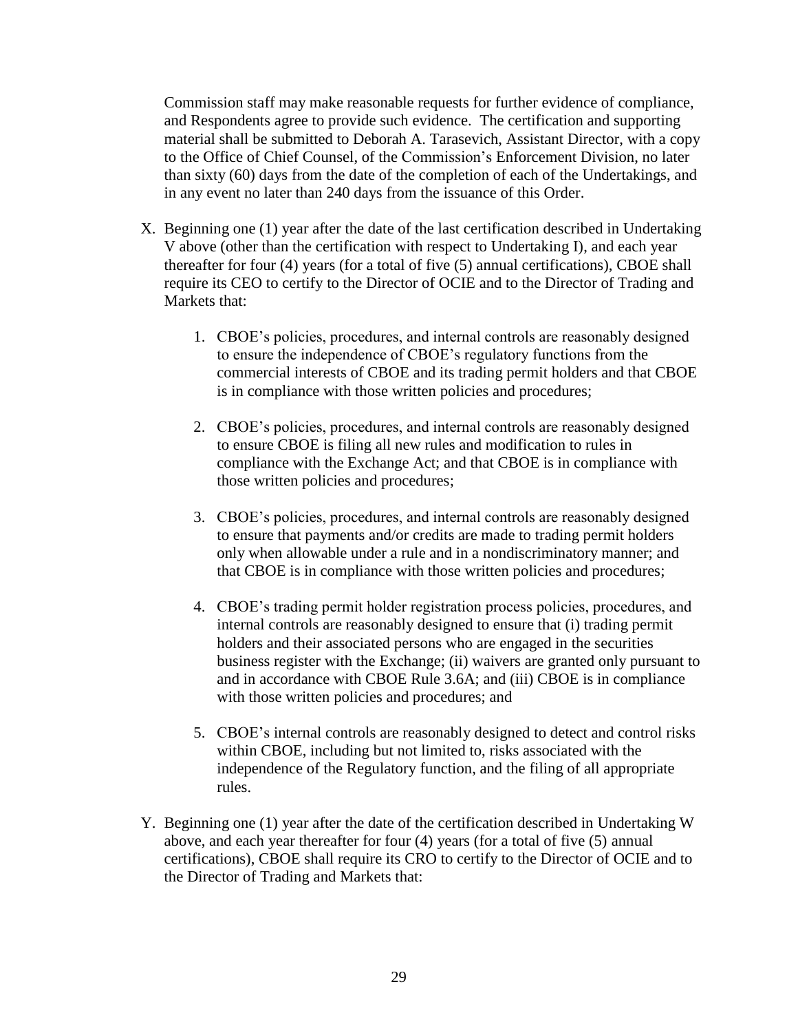Commission staff may make reasonable requests for further evidence of compliance, and Respondents agree to provide such evidence. The certification and supporting material shall be submitted to Deborah A. Tarasevich, Assistant Director, with a copy to the Office of Chief Counsel, of the Commission's Enforcement Division, no later than sixty (60) days from the date of the completion of each of the Undertakings, and in any event no later than 240 days from the issuance of this Order.

X. Beginning one (1) year after the date of the last certification described in Undertaking V above (other than the certification with respect to Undertaking I), and each year thereafter for four (4) years (for a total of five (5) annual certifications), CBOE shall require its CEO to certify to the Director of OCIE and to the Director of Trading and Markets that:

   1. CBOE's policies, procedures, and internal controls are reasonably designed to ensure the independence of CBOE's regulatory functions from the commercial interests of CBOE and its trading permit holders and that CBOE is in compliance with those written policies and procedures;

   2. CBOE's policies, procedures, and internal controls are reasonably designed to ensure CBOE is filing all new rules and modification to rules in compliance with the Exchange Act; and that CBOE is in compliance with those written policies and procedures;

   3. CBOE's policies, procedures, and internal controls are reasonably designed to ensure that payments and/or credits are made to trading permit holders only when allowable under a rule and in a nondiscriminatory manner; and that CBOE is in compliance with those written policies and procedures;

   4. CBOE's trading permit holder registration process policies, procedures, and internal controls are reasonably designed to ensure that (i) trading permit holders and their associated persons who are engaged in the securities business register with the Exchange; (ii) waivers are granted only pursuant to and in accordance with CBOE Rule 3.6A; and (iii) CBOE is in compliance with those written policies and procedures; and

   5. CBOE's internal controls are reasonably designed to detect and control risks within CBOE, including but not limited to, risks associated with the independence of the Regulatory function, and the filing of all appropriate rules.

Y. Beginning one (1) year after the date of the certification described in Undertaking W above, and each year thereafter for four (4) years (for a total of five (5) annual certifications), CBOE shall require its CRO to certify to the Director of OCIE and to the Director of Trading and Markets that: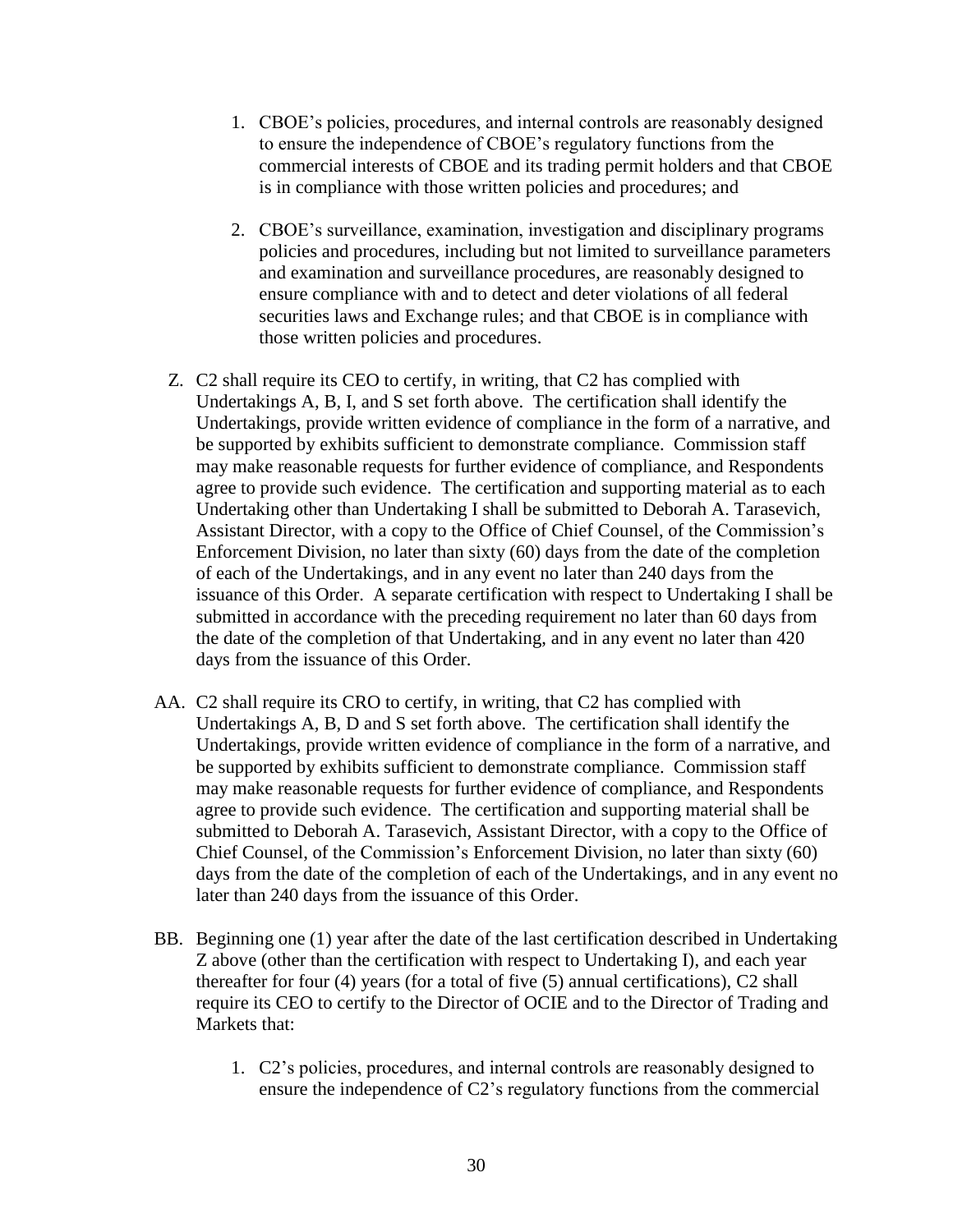1. CBOE's policies, procedures, and internal controls are reasonably designed to ensure the independence of CBOE's regulatory functions from the commercial interests of CBOE and its trading permit holders and that CBOE is in compliance with those written policies and procedures; and

2. CBOE's surveillance, examination, investigation and disciplinary programs policies and procedures, including but not limited to surveillance parameters and examination and surveillance procedures, are reasonably designed to ensure compliance with and to detect and deter violations of all federal securities laws and Exchange rules; and that CBOE is in compliance with those written policies and procedures.

Z. C2 shall require its CEO to certify, in writing, that C2 has complied with Undertakings A, B, I, and S set forth above. The certification shall identify the Undertakings, provide written evidence of compliance in the form of a narrative, and be supported by exhibits sufficient to demonstrate compliance. Commission staff may make reasonable requests for further evidence of compliance, and Respondents agree to provide such evidence. The certification and supporting material as to each Undertaking other than Undertaking I shall be submitted to Deborah A. Tarasevich, Assistant Director, with a copy to the Office of Chief Counsel, of the Commission's Enforcement Division, no later than sixty (60) days from the date of the completion of each of the Undertakings, and in any event no later than 240 days from the issuance of this Order. A separate certification with respect to Undertaking I shall be submitted in accordance with the preceding requirement no later than 60 days from the date of the completion of that Undertaking, and in any event no later than 420 days from the issuance of this Order.

AA. C2 shall require its CRO to certify, in writing, that C2 has complied with Undertakings A, B, D and S set forth above. The certification shall identify the Undertakings, provide written evidence of compliance in the form of a narrative, and be supported by exhibits sufficient to demonstrate compliance. Commission staff may make reasonable requests for further evidence of compliance, and Respondents agree to provide such evidence. The certification and supporting material shall be submitted to Deborah A. Tarasevich, Assistant Director, with a copy to the Office of Chief Counsel, of the Commission's Enforcement Division, no later than sixty (60) days from the date of the completion of each of the Undertakings, and in any event no later than 240 days from the issuance of this Order.

BB. Beginning one (1) year after the date of the last certification described in Undertaking Z above (other than the certification with respect to Undertaking I), and each year thereafter for four (4) years (for a total of five (5) annual certifications), C2 shall require its CEO to certify to the Director of OCIE and to the Director of Trading and Markets that:

1. C2's policies, procedures, and internal controls are reasonably designed to ensure the independence of C2's regulatory functions from the commercial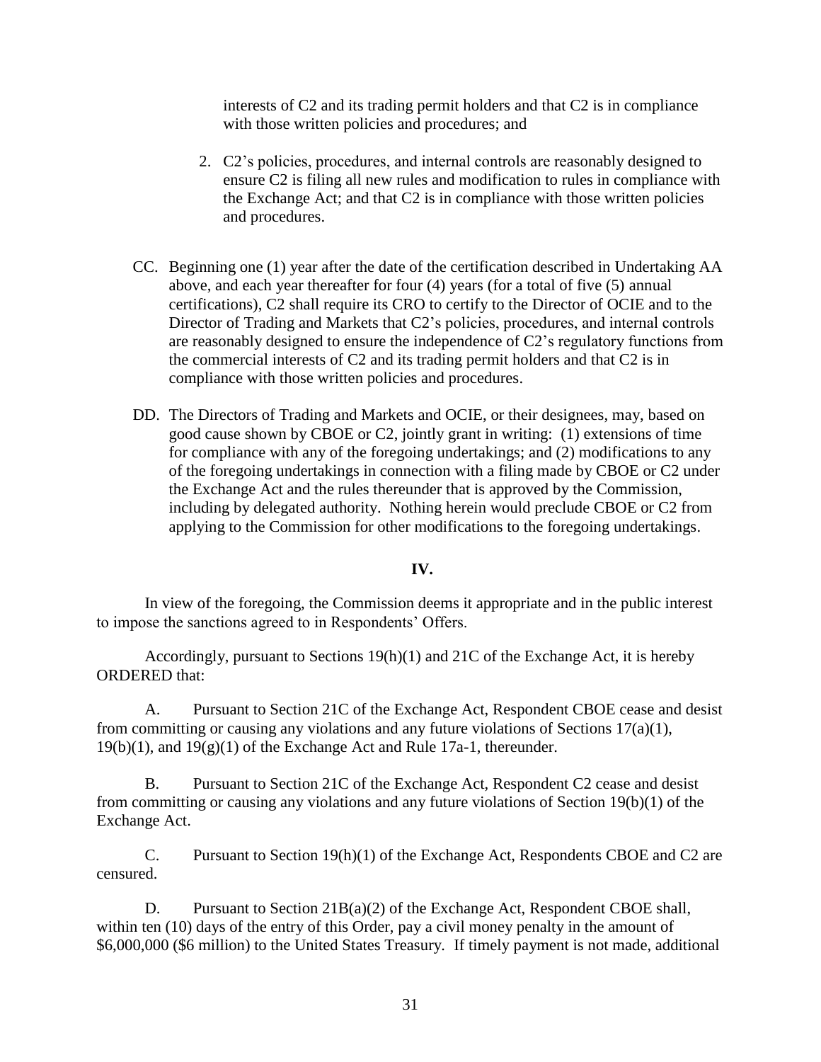interests of C2 and its trading permit holders and that C2 is in compliance with those written policies and procedures; and

2. C2's policies, procedures, and internal controls are reasonably designed to ensure C2 is filing all new rules and modification to rules in compliance with the Exchange Act; and that C2 is in compliance with those written policies and procedures.

CC. Beginning one (1) year after the date of the certification described in Undertaking AA above, and each year thereafter for four (4) years (for a total of five (5) annual certifications), C2 shall require its CRO to certify to the Director of OCIE and to the Director of Trading and Markets that C2's policies, procedures, and internal controls are reasonably designed to ensure the independence of C2's regulatory functions from the commercial interests of C2 and its trading permit holders and that C2 is in compliance with those written policies and procedures.

DD. The Directors of Trading and Markets and OCIE, or their designees, may, based on good cause shown by CBOE or C2, jointly grant in writing: (1) extensions of time for compliance with any of the foregoing undertakings; and (2) modifications to any of the foregoing undertakings in connection with a filing made by CBOE or C2 under the Exchange Act and the rules thereunder that is approved by the Commission, including by delegated authority. Nothing herein would preclude CBOE or C2 from applying to the Commission for other modifications to the foregoing undertakings.

**IV.**

In view of the foregoing, the Commission deems it appropriate and in the public interest to impose the sanctions agreed to in Respondents' Offers.

Accordingly, pursuant to Sections 19(h)(1) and 21C of the Exchange Act, it is hereby ORDERED that:

A. Pursuant to Section 21C of the Exchange Act, Respondent CBOE cease and desist from committing or causing any violations and any future violations of Sections 17(a)(1), 19(b)(1), and 19(g)(1) of the Exchange Act and Rule 17a-1, thereunder.

B. Pursuant to Section 21C of the Exchange Act, Respondent C2 cease and desist from committing or causing any violations and any future violations of Section 19(b)(1) of the Exchange Act.

C. Pursuant to Section 19(h)(1) of the Exchange Act, Respondents CBOE and C2 are censured.

D. Pursuant to Section 21B(a)(2) of the Exchange Act, Respondent CBOE shall, within ten (10) days of the entry of this Order, pay a civil money penalty in the amount of $6,000,000 ($6 million) to the United States Treasury. If timely payment is not made, additional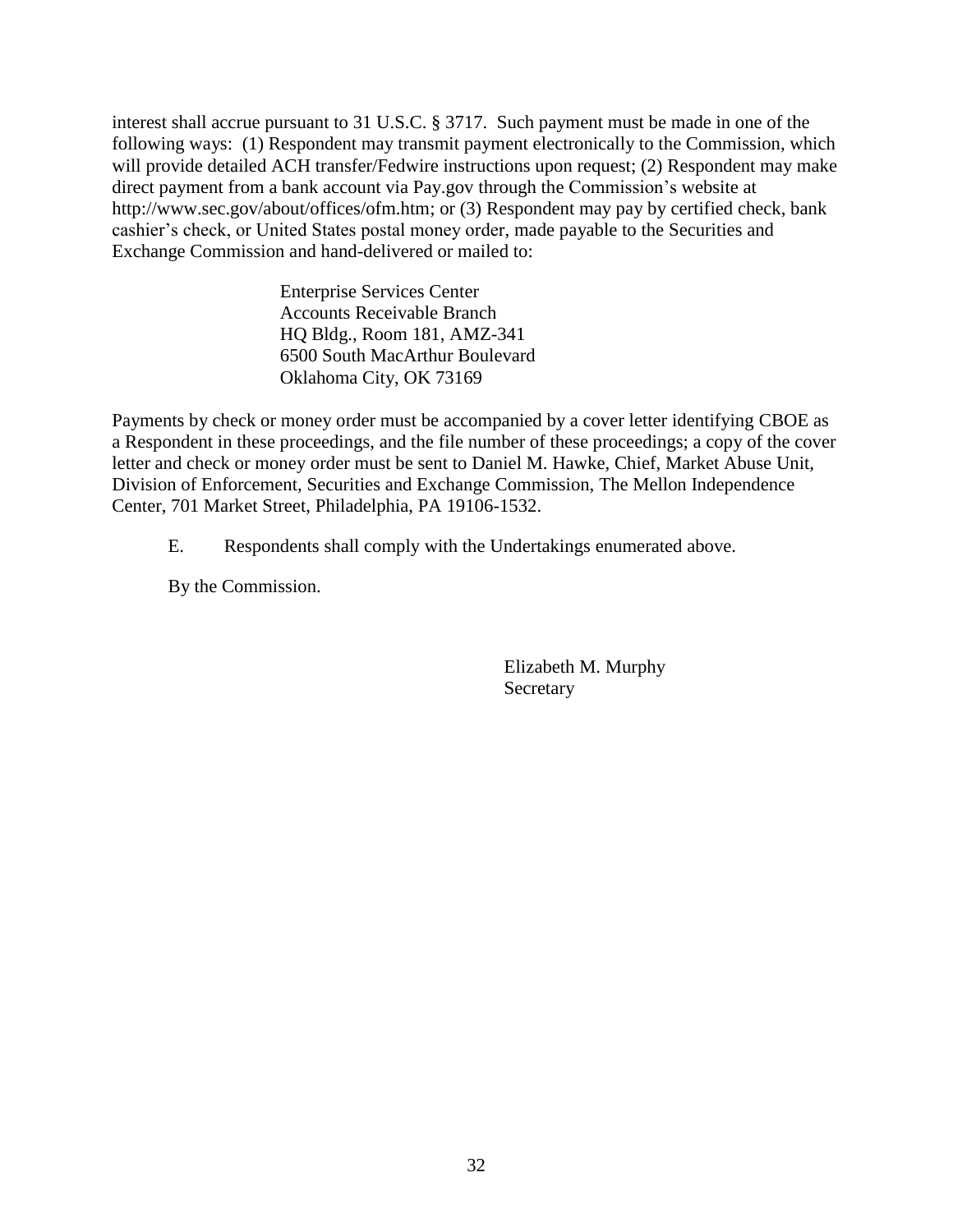interest shall accrue pursuant to 31 U.S.C. § 3717. Such payment must be made in one of the following ways: (1) Respondent may transmit payment electronically to the Commission, which will provide detailed ACH transfer/Fedwire instructions upon request; (2) Respondent may make direct payment from a bank account via Pay.gov through the Commission's website at http://www.sec.gov/about/offices/ofm.htm; or (3) Respondent may pay by certified check, bank cashier's check, or United States postal money order, made payable to the Securities and Exchange Commission and hand-delivered or mailed to:

> Enterprise Services Center
> Accounts Receivable Branch
> HQ Bldg., Room 181, AMZ-341
> 6500 South MacArthur Boulevard
> Oklahoma City, OK 73169

Payments by check or money order must be accompanied by a cover letter identifying CBOE as a Respondent in these proceedings, and the file number of these proceedings; a copy of the cover letter and check or money order must be sent to Daniel M. Hawke, Chief, Market Abuse Unit, Division of Enforcement, Securities and Exchange Commission, The Mellon Independence Center, 701 Market Street, Philadelphia, PA 19106-1532.

E. Respondents shall comply with the Undertakings enumerated above.

By the Commission.

Elizabeth M. Murphy
Secretary